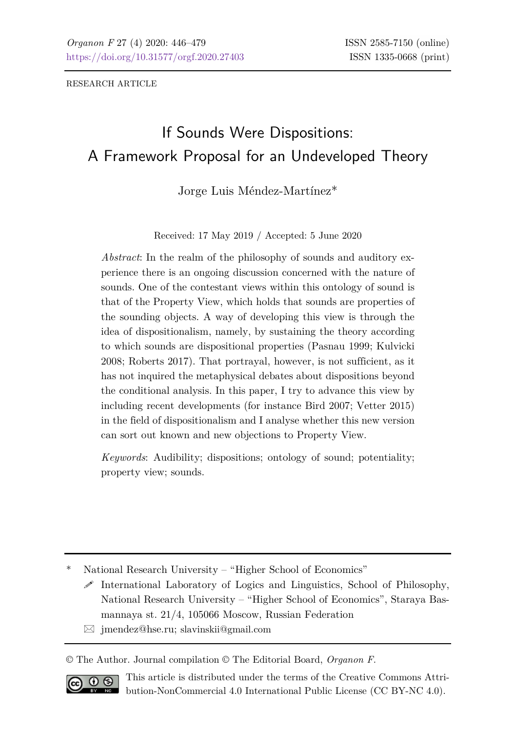RESEARCH ARTICLE

# If Sounds Were Dispositions: A Framework Proposal for an Undeveloped Theory

Jorge Luis Méndez-Martínez*

Received: 17 May 2019 / Accepted: 5 June 2020

*Abstract*: In the realm of the philosophy of sounds and auditory experience there is an ongoing discussion concerned with the nature of sounds. One of the contestant views within this ontology of sound is that of the Property View, which holds that sounds are properties of the sounding objects. A way of developing this view is through the idea of dispositionalism, namely, by sustaining the theory according to which sounds are dispositional properties (Pasnau 1999; Kulvicki 2008; Roberts 2017). That portrayal, however, is not sufficient, as it has not inquired the metaphysical debates about dispositions beyond the conditional analysis. In this paper, I try to advance this view by including recent developments (for instance Bird 2007; Vetter 2015) in the field of dispositionalism and I analyse whether this new version can sort out known and new objections to Property View.

*Keywords*: Audibility; dispositions; ontology of sound; potentiality; property view; sounds.

---

\* National Research University – "Higher School of Economics"

International Laboratory of Logics and Linguistics, School of Philosophy, National Research University – "Higher School of Economics", Staraya Basmannaya st. 21/4, 105066 Moscow, Russian Federation

jmendez@hse.ru; slavinskii@gmail.com

© The Author. Journal compilation © The Editorial Board, *Organon F*.

This article is distributed under the terms of the Creative Commons Attribution-NonCommercial 4.0 International Public License (CC BY-NC 4.0).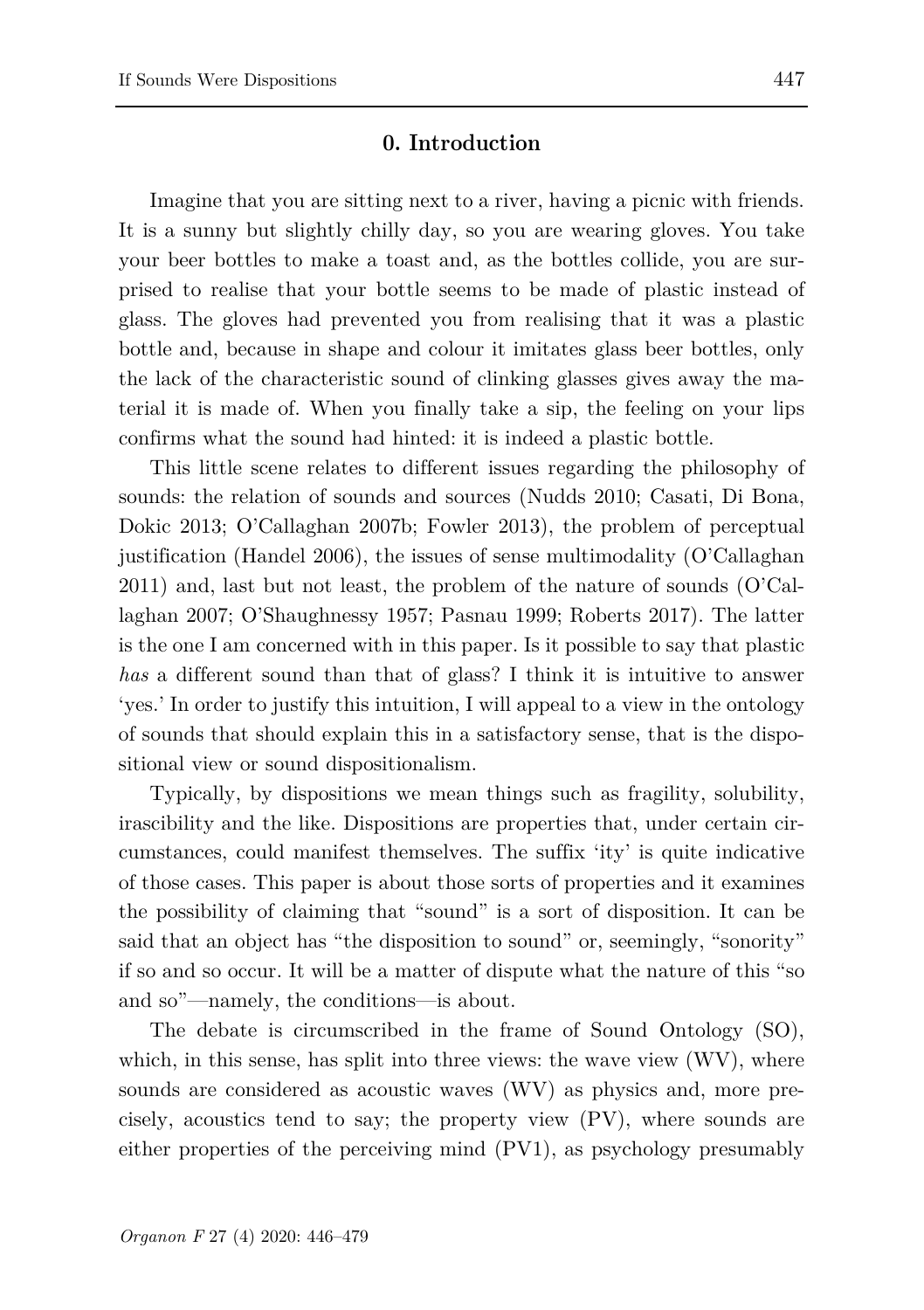## 0. Introduction

Imagine that you are sitting next to a river, having a picnic with friends. It is a sunny but slightly chilly day, so you are wearing gloves. You take your beer bottles to make a toast and, as the bottles collide, you are surprised to realise that your bottle seems to be made of plastic instead of glass. The gloves had prevented you from realising that it was a plastic bottle and, because in shape and colour it imitates glass beer bottles, only the lack of the characteristic sound of clinking glasses gives away the material it is made of. When you finally take a sip, the feeling on your lips confirms what the sound had hinted: it is indeed a plastic bottle.

This little scene relates to different issues regarding the philosophy of sounds: the relation of sounds and sources (Nudds 2010; Casati, Di Bona, Dokic 2013; O'Callaghan 2007b; Fowler 2013), the problem of perceptual justification (Handel 2006), the issues of sense multimodality (O'Callaghan 2011) and, last but not least, the problem of the nature of sounds (O'Callaghan 2007; O'Shaughnessy 1957; Pasnau 1999; Roberts 2017). The latter is the one I am concerned with in this paper. Is it possible to say that plastic *has* a different sound than that of glass? I think it is intuitive to answer 'yes.' In order to justify this intuition, I will appeal to a view in the ontology of sounds that should explain this in a satisfactory sense, that is the dispositional view or sound dispositionalism.

Typically, by dispositions we mean things such as fragility, solubility, irascibility and the like. Dispositions are properties that, under certain circumstances, could manifest themselves. The suffix 'ity' is quite indicative of those cases. This paper is about those sorts of properties and it examines the possibility of claiming that "sound" is a sort of disposition. It can be said that an object has "the disposition to sound" or, seemingly, "sonority" if so and so occur. It will be a matter of dispute what the nature of this "so and so"—namely, the conditions—is about.

The debate is circumscribed in the frame of Sound Ontology (SO), which, in this sense, has split into three views: the wave view (WV), where sounds are considered as acoustic waves (WV) as physics and, more precisely, acoustics tend to say; the property view (PV), where sounds are either properties of the perceiving mind (PV1), as psychology presumably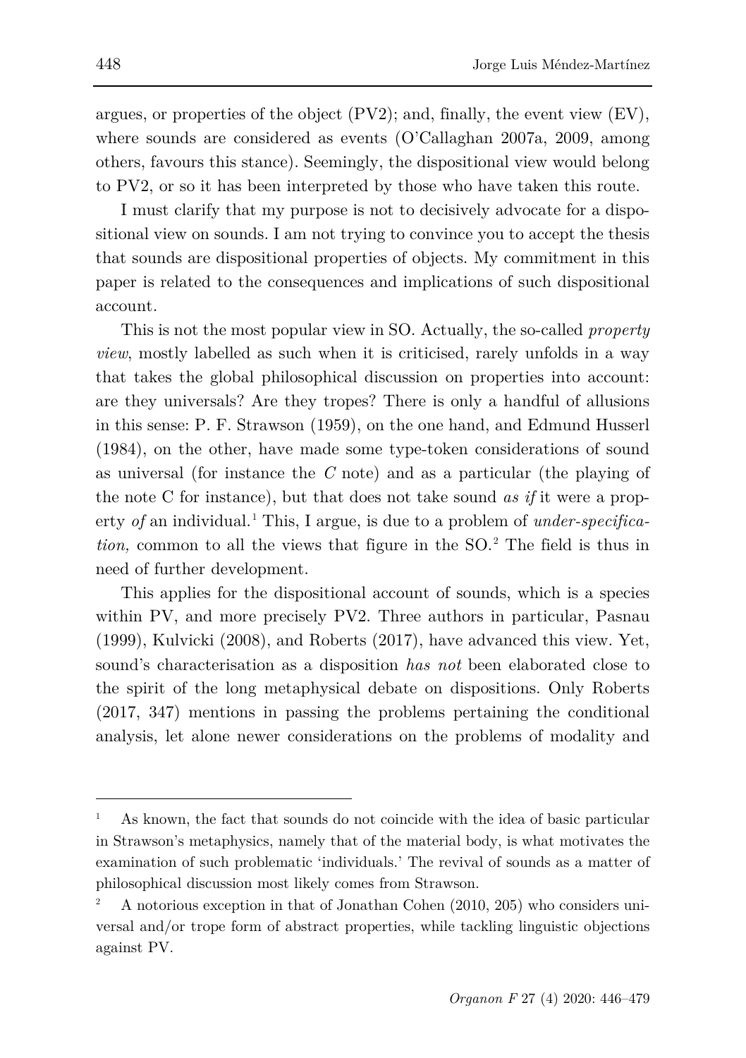argues, or properties of the object (PV2); and, finally, the event view (EV), where sounds are considered as events (O'Callaghan 2007a, 2009, among others, favours this stance). Seemingly, the dispositional view would belong to PV2, or so it has been interpreted by those who have taken this route.

I must clarify that my purpose is not to decisively advocate for a dispositional view on sounds. I am not trying to convince you to accept the thesis that sounds are dispositional properties of objects. My commitment in this paper is related to the consequences and implications of such dispositional account.

This is not the most popular view in SO. Actually, the so-called *property view*, mostly labelled as such when it is criticised, rarely unfolds in a way that takes the global philosophical discussion on properties into account: are they universals? Are they tropes? There is only a handful of allusions in this sense: P. F. Strawson (1959), on the one hand, and Edmund Husserl (1984), on the other, have made some type-token considerations of sound as universal (for instance the *C* note) and as a particular (the playing of the note C for instance), but that does not take sound *as if* it were a property *of* an individual.[1] This, I argue, is due to a problem of *under-specification,* common to all the views that figure in the SO.[2] The field is thus in need of further development.

This applies for the dispositional account of sounds, which is a species within PV, and more precisely PV2. Three authors in particular, Pasnau (1999), Kulvicki (2008), and Roberts (2017), have advanced this view. Yet, sound's characterisation as a disposition *has not* been elaborated close to the spirit of the long metaphysical debate on dispositions. Only Roberts (2017, 347) mentions in passing the problems pertaining the conditional analysis, let alone newer considerations on the problems of modality and

---

[1] As known, the fact that sounds do not coincide with the idea of basic particular in Strawson's metaphysics, namely that of the material body, is what motivates the examination of such problematic 'individuals.' The revival of sounds as a matter of philosophical discussion most likely comes from Strawson.

[2] A notorious exception in that of Jonathan Cohen (2010, 205) who considers universal and/or trope form of abstract properties, while tackling linguistic objections against PV.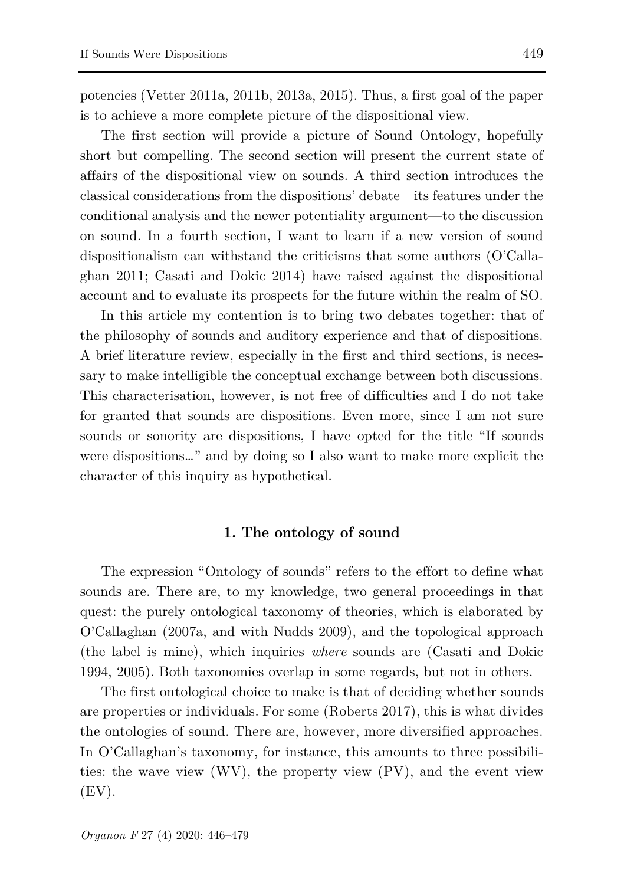potencies (Vetter 2011a, 2011b, 2013a, 2015). Thus, a first goal of the paper is to achieve a more complete picture of the dispositional view.

The first section will provide a picture of Sound Ontology, hopefully short but compelling. The second section will present the current state of affairs of the dispositional view on sounds. A third section introduces the classical considerations from the dispositions' debate—its features under the conditional analysis and the newer potentiality argument—to the discussion on sound. In a fourth section, I want to learn if a new version of sound dispositionalism can withstand the criticisms that some authors (O'Callaghan 2011; Casati and Dokic 2014) have raised against the dispositional account and to evaluate its prospects for the future within the realm of SO.

In this article my contention is to bring two debates together: that of the philosophy of sounds and auditory experience and that of dispositions. A brief literature review, especially in the first and third sections, is necessary to make intelligible the conceptual exchange between both discussions. This characterisation, however, is not free of difficulties and I do not take for granted that sounds are dispositions. Even more, since I am not sure sounds or sonority are dispositions, I have opted for the title "If sounds were dispositions…" and by doing so I also want to make more explicit the character of this inquiry as hypothetical.

## 1. The ontology of sound

The expression "Ontology of sounds" refers to the effort to define what sounds are. There are, to my knowledge, two general proceedings in that quest: the purely ontological taxonomy of theories, which is elaborated by O'Callaghan (2007a, and with Nudds 2009), and the topological approach (the label is mine), which inquiries *where* sounds are (Casati and Dokic 1994, 2005). Both taxonomies overlap in some regards, but not in others.

The first ontological choice to make is that of deciding whether sounds are properties or individuals. For some (Roberts 2017), this is what divides the ontologies of sound. There are, however, more diversified approaches. In O'Callaghan's taxonomy, for instance, this amounts to three possibilities: the wave view (WV), the property view (PV), and the event view (EV).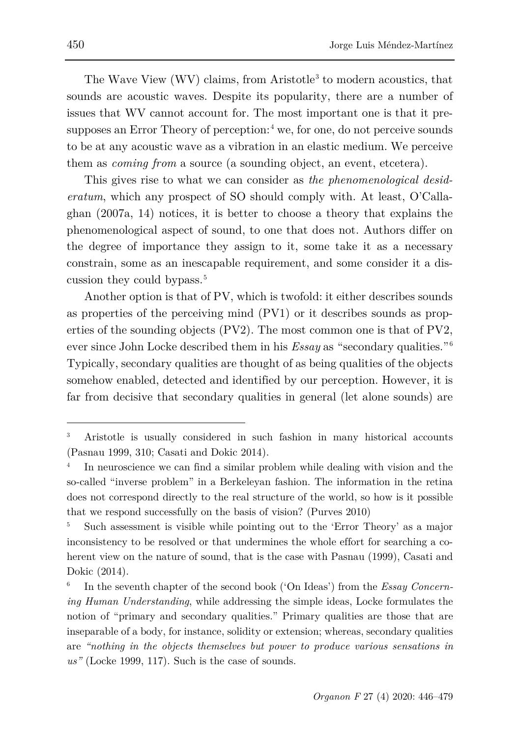The Wave View (WV) claims, from Aristotle[3] to modern acoustics, that sounds are acoustic waves. Despite its popularity, there are a number of issues that WV cannot account for. The most important one is that it presupposes an Error Theory of perception:[4] we, for one, do not perceive sounds to be at any acoustic wave as a vibration in an elastic medium. We perceive them as *coming from* a source (a sounding object, an event, etcetera).

This gives rise to what we can consider as *the phenomenological desideratum*, which any prospect of SO should comply with. At least, O'Callaghan (2007a, 14) notices, it is better to choose a theory that explains the phenomenological aspect of sound, to one that does not. Authors differ on the degree of importance they assign to it, some take it as a necessary constrain, some as an inescapable requirement, and some consider it a discussion they could bypass.[5]

Another option is that of PV, which is twofold: it either describes sounds as properties of the perceiving mind (PV1) or it describes sounds as properties of the sounding objects (PV2). The most common one is that of PV2, ever since John Locke described them in his *Essay* as "secondary qualities."[6] Typically, secondary qualities are thought of as being qualities of the objects somehow enabled, detected and identified by our perception. However, it is far from decisive that secondary qualities in general (let alone sounds) are

---

[3] Aristotle is usually considered in such fashion in many historical accounts (Pasnau 1999, 310; Casati and Dokic 2014).

[4] In neuroscience we can find a similar problem while dealing with vision and the so-called "inverse problem" in a Berkeleyan fashion. The information in the retina does not correspond directly to the real structure of the world, so how is it possible that we respond successfully on the basis of vision? (Purves 2010)

[5] Such assessment is visible while pointing out to the 'Error Theory' as a major inconsistency to be resolved or that undermines the whole effort for searching a coherent view on the nature of sound, that is the case with Pasnau (1999), Casati and Dokic (2014).

[6] In the seventh chapter of the second book ('On Ideas') from the *Essay Concerning Human Understanding*, while addressing the simple ideas, Locke formulates the notion of "primary and secondary qualities." Primary qualities are those that are inseparable of a body, for instance, solidity or extension; whereas, secondary qualities are *"nothing in the objects themselves but power to produce various sensations in us"* (Locke 1999, 117). Such is the case of sounds.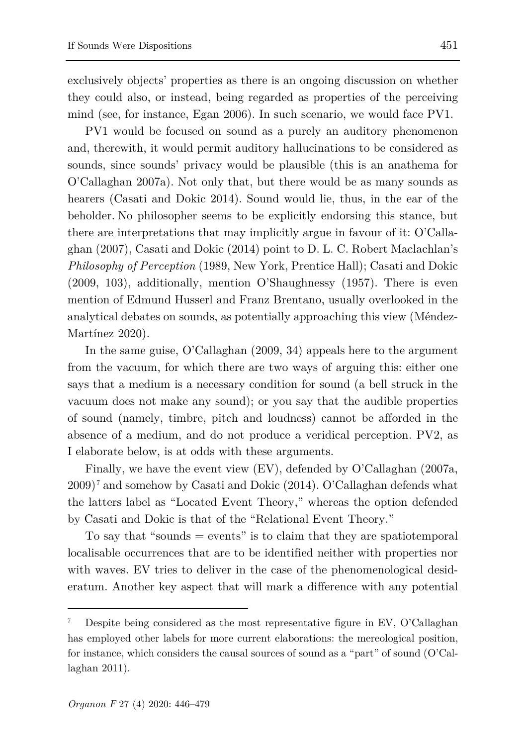exclusively objects' properties as there is an ongoing discussion on whether they could also, or instead, being regarded as properties of the perceiving mind (see, for instance, Egan 2006). In such scenario, we would face PV1.

PV1 would be focused on sound as a purely an auditory phenomenon and, therewith, it would permit auditory hallucinations to be considered as sounds, since sounds' privacy would be plausible (this is an anathema for O'Callaghan 2007a). Not only that, but there would be as many sounds as hearers (Casati and Dokic 2014). Sound would lie, thus, in the ear of the beholder. No philosopher seems to be explicitly endorsing this stance, but there are interpretations that may implicitly argue in favour of it: O'Callaghan (2007), Casati and Dokic (2014) point to D. L. C. Robert Maclachlan's *Philosophy of Perception* (1989, New York, Prentice Hall); Casati and Dokic (2009, 103), additionally, mention O'Shaughnessy (1957). There is even mention of Edmund Husserl and Franz Brentano, usually overlooked in the analytical debates on sounds, as potentially approaching this view (Méndez-Martínez 2020).

In the same guise, O'Callaghan (2009, 34) appeals here to the argument from the vacuum, for which there are two ways of arguing this: either one says that a medium is a necessary condition for sound (a bell struck in the vacuum does not make any sound); or you say that the audible properties of sound (namely, timbre, pitch and loudness) cannot be afforded in the absence of a medium, and do not produce a veridical perception. PV2, as I elaborate below, is at odds with these arguments.

Finally, we have the event view (EV), defended by O'Callaghan (2007a, 2009)[7] and somehow by Casati and Dokic (2014). O'Callaghan defends what the latters label as "Located Event Theory," whereas the option defended by Casati and Dokic is that of the "Relational Event Theory."

To say that "sounds = events" is to claim that they are spatiotemporal localisable occurrences that are to be identified neither with properties nor with waves. EV tries to deliver in the case of the phenomenological desideratum. Another key aspect that will mark a difference with any potential

---

[7] Despite being considered as the most representative figure in EV, O'Callaghan has employed other labels for more current elaborations: the mereological position, for instance, which considers the causal sources of sound as a "part" of sound (O'Callaghan 2011).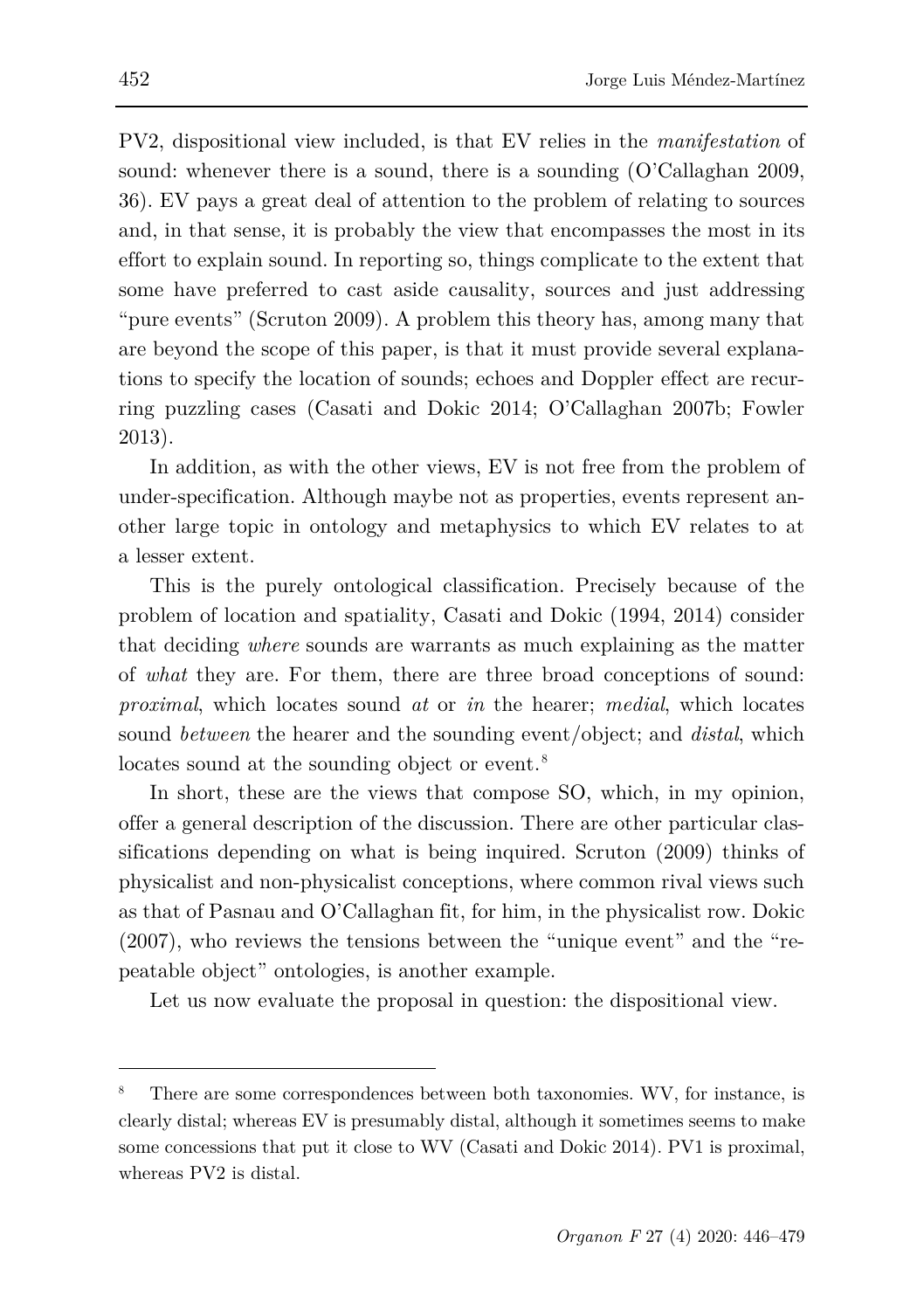PV2, dispositional view included, is that EV relies in the *manifestation* of sound: whenever there is a sound, there is a sounding (O'Callaghan 2009, 36). EV pays a great deal of attention to the problem of relating to sources and, in that sense, it is probably the view that encompasses the most in its effort to explain sound. In reporting so, things complicate to the extent that some have preferred to cast aside causality, sources and just addressing "pure events" (Scruton 2009). A problem this theory has, among many that are beyond the scope of this paper, is that it must provide several explanations to specify the location of sounds; echoes and Doppler effect are recurring puzzling cases (Casati and Dokic 2014; O'Callaghan 2007b; Fowler 2013).

In addition, as with the other views, EV is not free from the problem of under-specification. Although maybe not as properties, events represent another large topic in ontology and metaphysics to which EV relates to at a lesser extent.

This is the purely ontological classification. Precisely because of the problem of location and spatiality, Casati and Dokic (1994, 2014) consider that deciding *where* sounds are warrants as much explaining as the matter of *what* they are. For them, there are three broad conceptions of sound: *proximal*, which locates sound *at* or *in* the hearer; *medial*, which locates sound *between* the hearer and the sounding event/object; and *distal*, which locates sound at the sounding object or event.[8]

In short, these are the views that compose SO, which, in my opinion, offer a general description of the discussion. There are other particular classifications depending on what is being inquired. Scruton (2009) thinks of physicalist and non-physicalist conceptions, where common rival views such as that of Pasnau and O'Callaghan fit, for him, in the physicalist row. Dokic (2007), who reviews the tensions between the "unique event" and the "repeatable object" ontologies, is another example.

Let us now evaluate the proposal in question: the dispositional view.

---

[8] There are some correspondences between both taxonomies. WV, for instance, is clearly distal; whereas EV is presumably distal, although it sometimes seems to make some concessions that put it close to WV (Casati and Dokic 2014). PV1 is proximal, whereas PV2 is distal.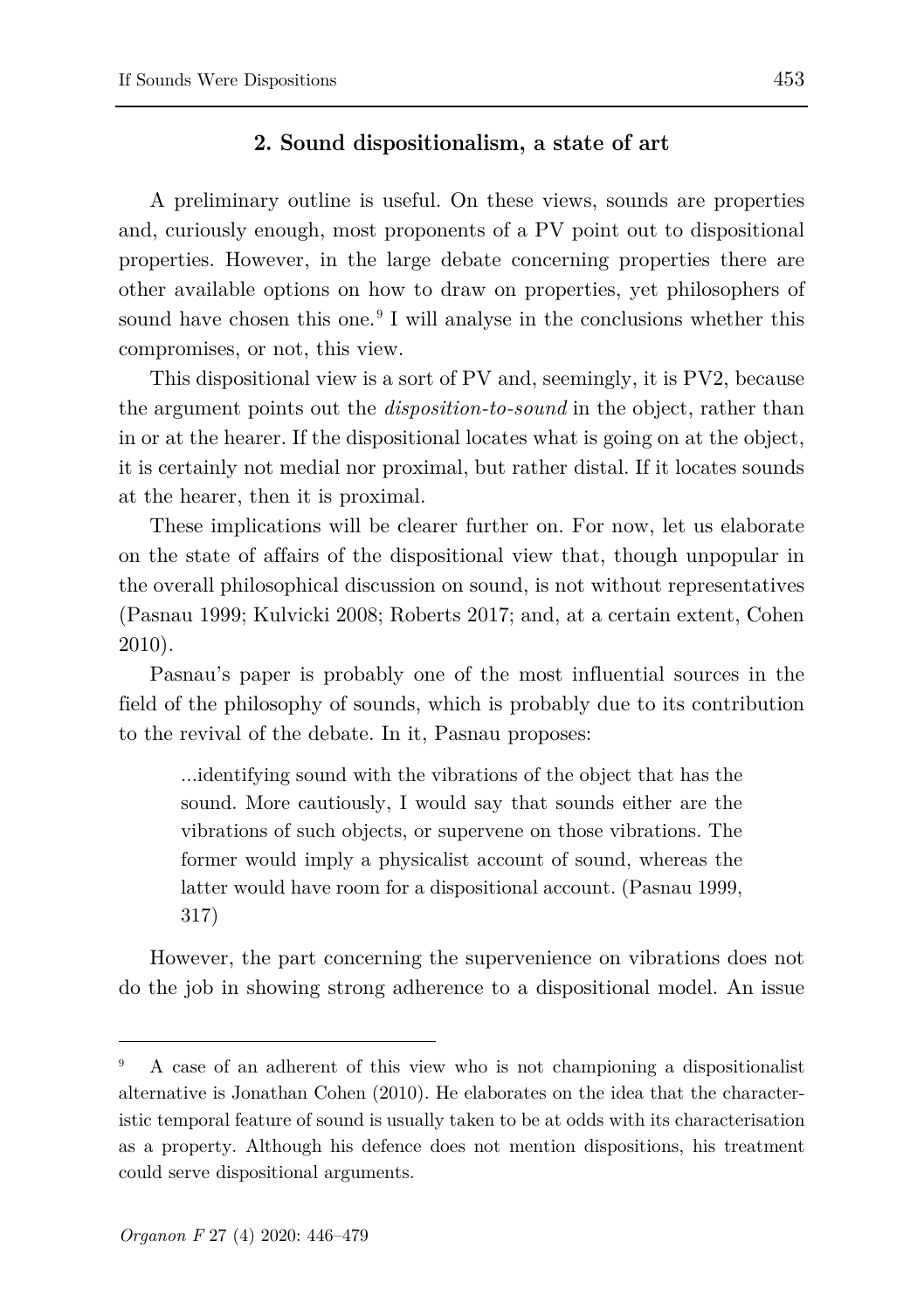## 2. Sound dispositionalism, a state of art

A preliminary outline is useful. On these views, sounds are properties and, curiously enough, most proponents of a PV point out to dispositional properties. However, in the large debate concerning properties there are other available options on how to draw on properties, yet philosophers of sound have chosen this one.[9] I will analyse in the conclusions whether this compromises, or not, this view.

This dispositional view is a sort of PV and, seemingly, it is PV2, because the argument points out the *disposition-to-sound* in the object, rather than in or at the hearer. If the dispositional locates what is going on at the object, it is certainly not medial nor proximal, but rather distal. If it locates sounds at the hearer, then it is proximal.

These implications will be clearer further on. For now, let us elaborate on the state of affairs of the dispositional view that, though unpopular in the overall philosophical discussion on sound, is not without representatives (Pasnau 1999; Kulvicki 2008; Roberts 2017; and, at a certain extent, Cohen 2010).

Pasnau's paper is probably one of the most influential sources in the field of the philosophy of sounds, which is probably due to its contribution to the revival of the debate. In it, Pasnau proposes:

> ...identifying sound with the vibrations of the object that has the sound. More cautiously, I would say that sounds either are the vibrations of such objects, or supervene on those vibrations. The former would imply a physicalist account of sound, whereas the latter would have room for a dispositional account. (Pasnau 1999, 317)

However, the part concerning the supervenience on vibrations does not do the job in showing strong adherence to a dispositional model. An issue

[9] A case of an adherent of this view who is not championing a dispositionalist alternative is Jonathan Cohen (2010). He elaborates on the idea that the characteristic temporal feature of sound is usually taken to be at odds with its characterisation as a property. Although his defence does not mention dispositions, his treatment could serve dispositional arguments.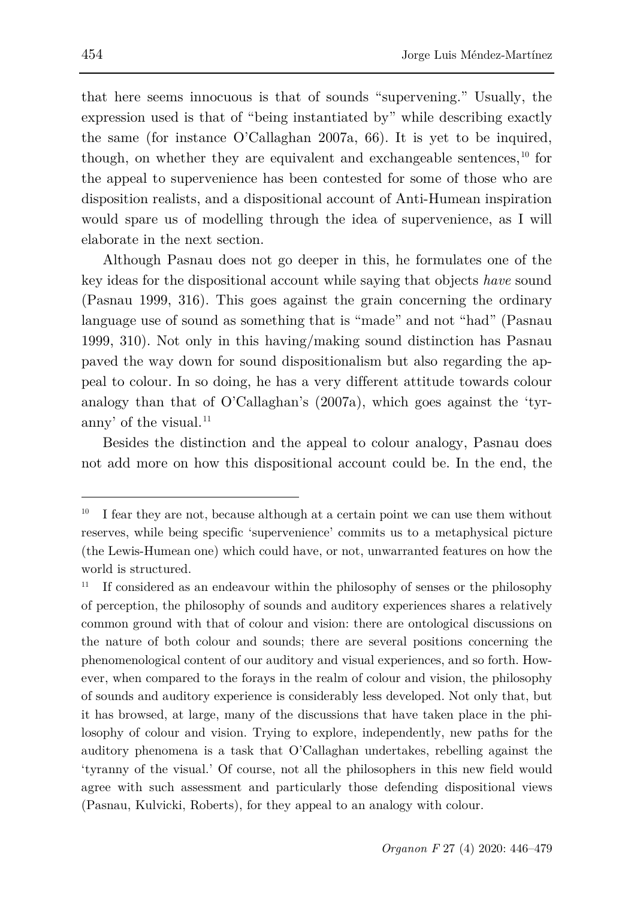that here seems innocuous is that of sounds "supervening." Usually, the expression used is that of "being instantiated by" while describing exactly the same (for instance O'Callaghan 2007a, 66). It is yet to be inquired, though, on whether they are equivalent and exchangeable sentences,[10] for the appeal to supervenience has been contested for some of those who are disposition realists, and a dispositional account of Anti-Humean inspiration would spare us of modelling through the idea of supervenience, as I will elaborate in the next section.

Although Pasnau does not go deeper in this, he formulates one of the key ideas for the dispositional account while saying that objects *have* sound (Pasnau 1999, 316). This goes against the grain concerning the ordinary language use of sound as something that is "made" and not "had" (Pasnau 1999, 310). Not only in this having/making sound distinction has Pasnau paved the way down for sound dispositionalism but also regarding the appeal to colour. In so doing, he has a very different attitude towards colour analogy than that of O'Callaghan's (2007a), which goes against the 'tyranny' of the visual.[11]

Besides the distinction and the appeal to colour analogy, Pasnau does not add more on how this dispositional account could be. In the end, the

---

[10] I fear they are not, because although at a certain point we can use them without reserves, while being specific 'supervenience' commits us to a metaphysical picture (the Lewis-Humean one) which could have, or not, unwarranted features on how the world is structured.

[11] If considered as an endeavour within the philosophy of senses or the philosophy of perception, the philosophy of sounds and auditory experiences shares a relatively common ground with that of colour and vision: there are ontological discussions on the nature of both colour and sounds; there are several positions concerning the phenomenological content of our auditory and visual experiences, and so forth. However, when compared to the forays in the realm of colour and vision, the philosophy of sounds and auditory experience is considerably less developed. Not only that, but it has browsed, at large, many of the discussions that have taken place in the philosophy of colour and vision. Trying to explore, independently, new paths for the auditory phenomena is a task that O'Callaghan undertakes, rebelling against the 'tyranny of the visual.' Of course, not all the philosophers in this new field would agree with such assessment and particularly those defending dispositional views (Pasnau, Kulvicki, Roberts), for they appeal to an analogy with colour.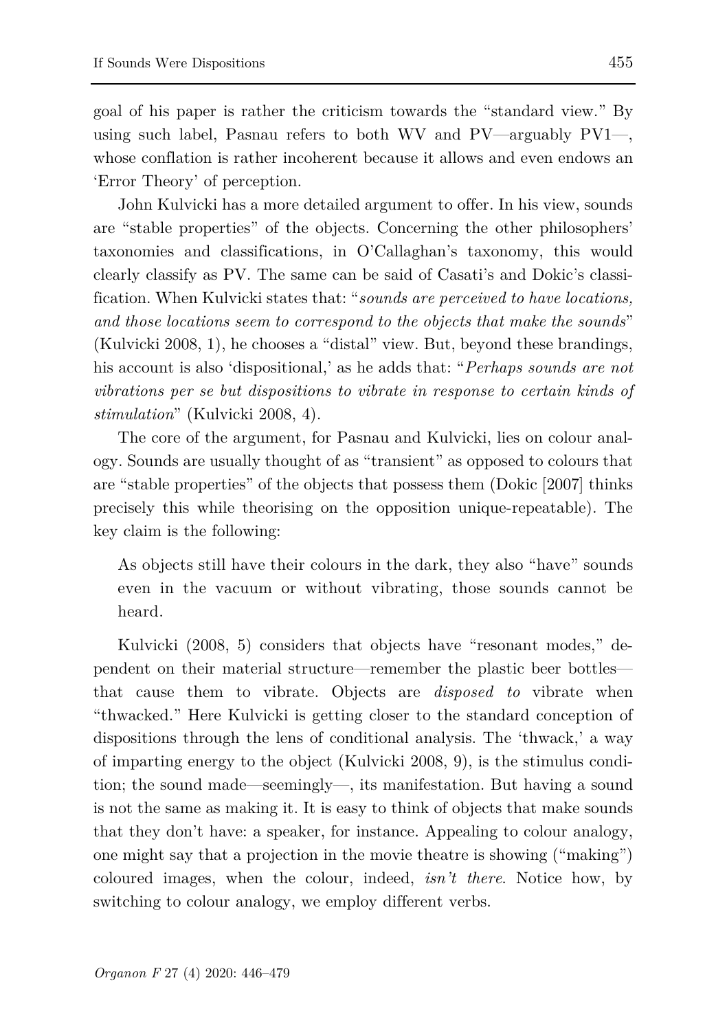goal of his paper is rather the criticism towards the "standard view." By using such label, Pasnau refers to both WV and PV—arguably PV1—, whose conflation is rather incoherent because it allows and even endows an 'Error Theory' of perception.

John Kulvicki has a more detailed argument to offer. In his view, sounds are "stable properties" of the objects. Concerning the other philosophers' taxonomies and classifications, in O'Callaghan's taxonomy, this would clearly classify as PV. The same can be said of Casati's and Dokic's classification. When Kulvicki states that: "*sounds are perceived to have locations, and those locations seem to correspond to the objects that make the sounds*" (Kulvicki 2008, 1), he chooses a "distal" view. But, beyond these brandings, his account is also 'dispositional,' as he adds that: "*Perhaps sounds are not vibrations per se but dispositions to vibrate in response to certain kinds of stimulation*" (Kulvicki 2008, 4).

The core of the argument, for Pasnau and Kulvicki, lies on colour analogy. Sounds are usually thought of as "transient" as opposed to colours that are "stable properties" of the objects that possess them (Dokic [2007] thinks precisely this while theorising on the opposition unique-repeatable). The key claim is the following:

> As objects still have their colours in the dark, they also "have" sounds even in the vacuum or without vibrating, those sounds cannot be heard.

Kulvicki (2008, 5) considers that objects have "resonant modes," dependent on their material structure—remember the plastic beer bottles—that cause them to vibrate. Objects are *disposed to* vibrate when "thwacked." Here Kulvicki is getting closer to the standard conception of dispositions through the lens of conditional analysis. The 'thwack,' a way of imparting energy to the object (Kulvicki 2008, 9), is the stimulus condition; the sound made—seemingly—, its manifestation. But having a sound is not the same as making it. It is easy to think of objects that make sounds that they don't have: a speaker, for instance. Appealing to colour analogy, one might say that a projection in the movie theatre is showing ("making") coloured images, when the colour, indeed, *isn't there*. Notice how, by switching to colour analogy, we employ different verbs.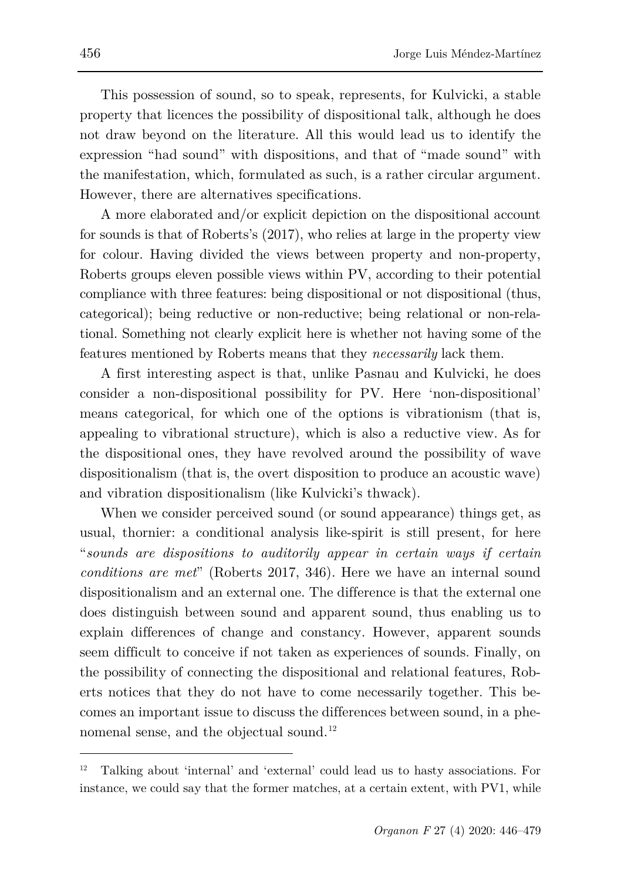This possession of sound, so to speak, represents, for Kulvicki, a stable property that licences the possibility of dispositional talk, although he does not draw beyond on the literature. All this would lead us to identify the expression "had sound" with dispositions, and that of "made sound" with the manifestation, which, formulated as such, is a rather circular argument. However, there are alternatives specifications.

A more elaborated and/or explicit depiction on the dispositional account for sounds is that of Roberts's (2017), who relies at large in the property view for colour. Having divided the views between property and non-property, Roberts groups eleven possible views within PV, according to their potential compliance with three features: being dispositional or not dispositional (thus, categorical); being reductive or non-reductive; being relational or non-relational. Something not clearly explicit here is whether not having some of the features mentioned by Roberts means that they *necessarily* lack them.

A first interesting aspect is that, unlike Pasnau and Kulvicki, he does consider a non-dispositional possibility for PV. Here 'non-dispositional' means categorical, for which one of the options is vibrationism (that is, appealing to vibrational structure), which is also a reductive view. As for the dispositional ones, they have revolved around the possibility of wave dispositionalism (that is, the overt disposition to produce an acoustic wave) and vibration dispositionalism (like Kulvicki's thwack).

When we consider perceived sound (or sound appearance) things get, as usual, thornier: a conditional analysis like-spirit is still present, for here "*sounds are dispositions to auditorily appear in certain ways if certain conditions are met*" (Roberts 2017, 346). Here we have an internal sound dispositionalism and an external one. The difference is that the external one does distinguish between sound and apparent sound, thus enabling us to explain differences of change and constancy. However, apparent sounds seem difficult to conceive if not taken as experiences of sounds. Finally, on the possibility of connecting the dispositional and relational features, Roberts notices that they do not have to come necessarily together. This becomes an important issue to discuss the differences between sound, in a phenomenal sense, and the objectual sound.[12]

---

[12] Talking about 'internal' and 'external' could lead us to hasty associations. For instance, we could say that the former matches, at a certain extent, with PV1, while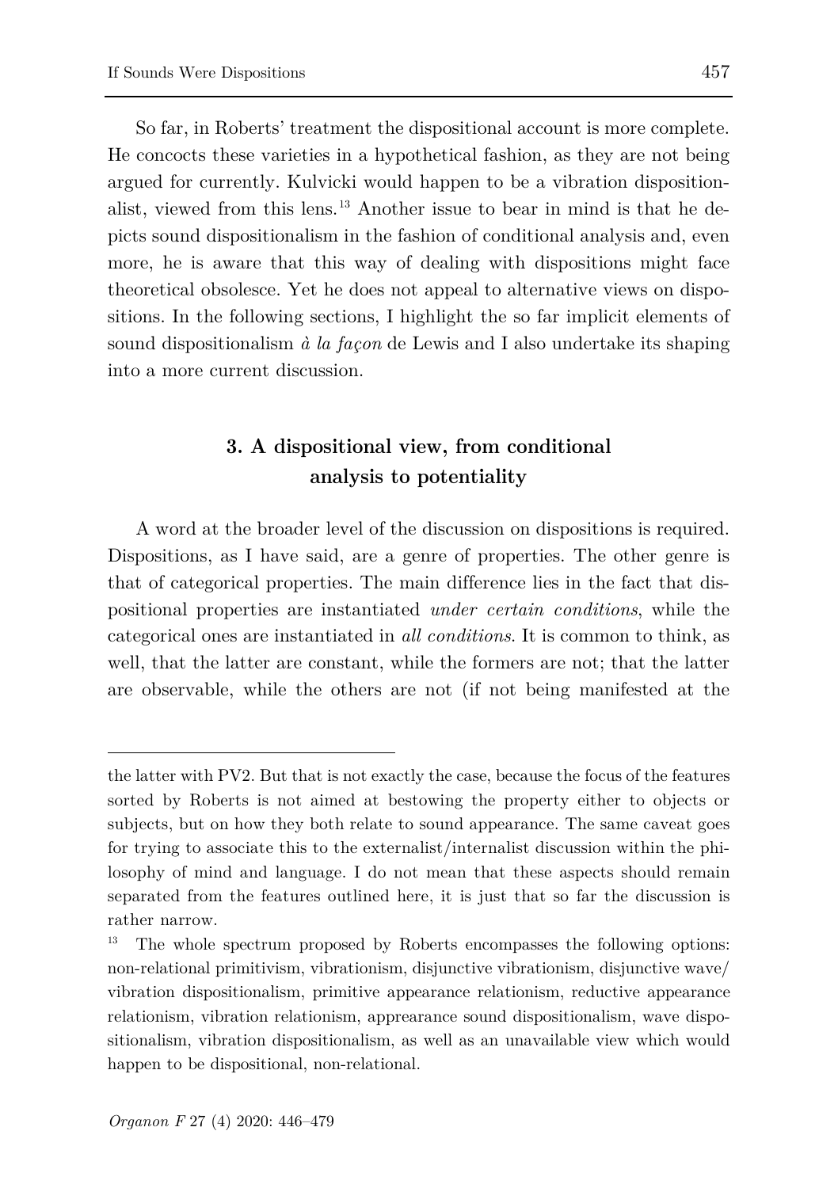So far, in Roberts' treatment the dispositional account is more complete. He concocts these varieties in a hypothetical fashion, as they are not being argued for currently. Kulvicki would happen to be a vibration dispositionalist, viewed from this lens.[13] Another issue to bear in mind is that he depicts sound dispositionalism in the fashion of conditional analysis and, even more, he is aware that this way of dealing with dispositions might face theoretical obsolesce. Yet he does not appeal to alternative views on dispositions. In the following sections, I highlight the so far implicit elements of sound dispositionalism *à la façon* de Lewis and I also undertake its shaping into a more current discussion.

## 3. A dispositional view, from conditional analysis to potentiality

A word at the broader level of the discussion on dispositions is required. Dispositions, as I have said, are a genre of properties. The other genre is that of categorical properties. The main difference lies in the fact that dispositional properties are instantiated *under certain conditions*, while the categorical ones are instantiated in *all conditions*. It is common to think, as well, that the latter are constant, while the formers are not; that the latter are observable, while the others are not (if not being manifested at the

---

the latter with PV2. But that is not exactly the case, because the focus of the features sorted by Roberts is not aimed at bestowing the property either to objects or subjects, but on how they both relate to sound appearance. The same caveat goes for trying to associate this to the externalist/internalist discussion within the philosophy of mind and language. I do not mean that these aspects should remain separated from the features outlined here, it is just that so far the discussion is rather narrow.

[13] The whole spectrum proposed by Roberts encompasses the following options: non-relational primitivism, vibrationism, disjunctive vibrationism, disjunctive wave/vibration dispositionalism, primitive appearance relationism, reductive appearance relationism, vibration relationism, apprearance sound dispositionalism, wave dispositionalism, vibration dispositionalism, as well as an unavailable view which would happen to be dispositional, non-relational.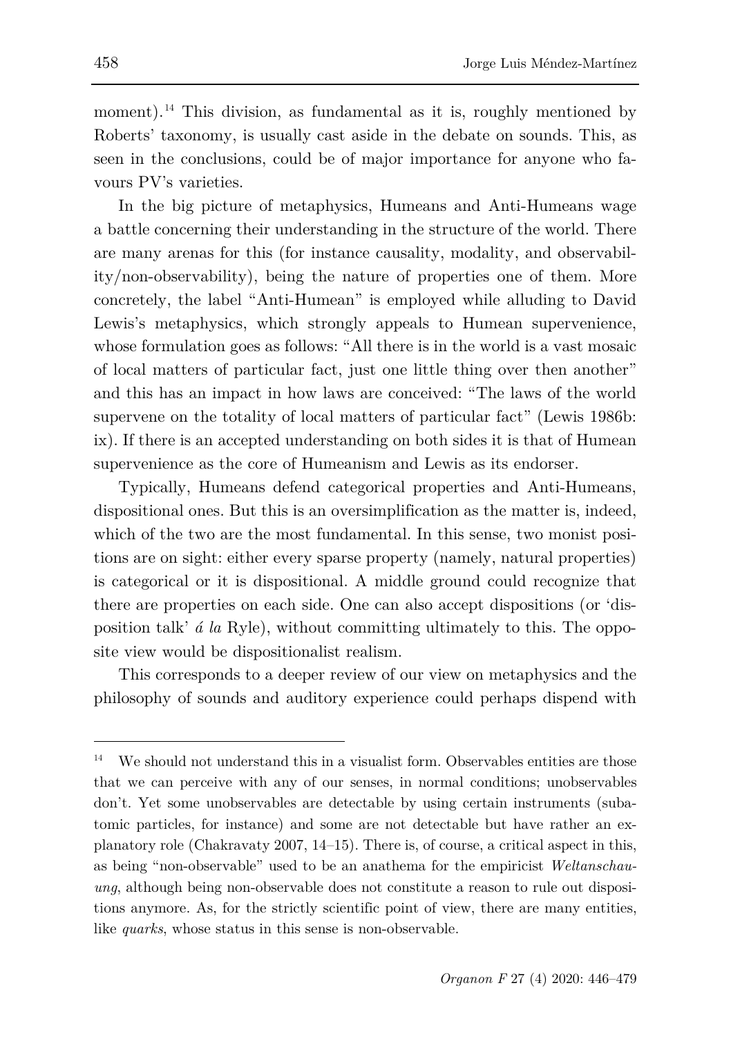moment).[14] This division, as fundamental as it is, roughly mentioned by Roberts' taxonomy, is usually cast aside in the debate on sounds. This, as seen in the conclusions, could be of major importance for anyone who favours PV's varieties.

In the big picture of metaphysics, Humeans and Anti-Humeans wage a battle concerning their understanding in the structure of the world. There are many arenas for this (for instance causality, modality, and observability/non-observability), being the nature of properties one of them. More concretely, the label "Anti-Humean" is employed while alluding to David Lewis's metaphysics, which strongly appeals to Humean supervenience, whose formulation goes as follows: "All there is in the world is a vast mosaic of local matters of particular fact, just one little thing over then another" and this has an impact in how laws are conceived: "The laws of the world supervene on the totality of local matters of particular fact" (Lewis 1986b: ix). If there is an accepted understanding on both sides it is that of Humean supervenience as the core of Humeanism and Lewis as its endorser.

Typically, Humeans defend categorical properties and Anti-Humeans, dispositional ones. But this is an oversimplification as the matter is, indeed, which of the two are the most fundamental. In this sense, two monist positions are on sight: either every sparse property (namely, natural properties) is categorical or it is dispositional. A middle ground could recognize that there are properties on each side. One can also accept dispositions (or 'disposition talk' *á la* Ryle), without committing ultimately to this. The opposite view would be dispositionalist realism.

This corresponds to a deeper review of our view on metaphysics and the philosophy of sounds and auditory experience could perhaps dispend with

---

[14] We should not understand this in a visualist form. Observables entities are those that we can perceive with any of our senses, in normal conditions; unobservables don't. Yet some unobservables are detectable by using certain instruments (subatomic particles, for instance) and some are not detectable but have rather an explanatory role (Chakravaty 2007, 14–15). There is, of course, a critical aspect in this, as being "non-observable" used to be an anathema for the empiricist *Weltanschauung*, although being non-observable does not constitute a reason to rule out dispositions anymore. As, for the strictly scientific point of view, there are many entities, like *quarks*, whose status in this sense is non-observable.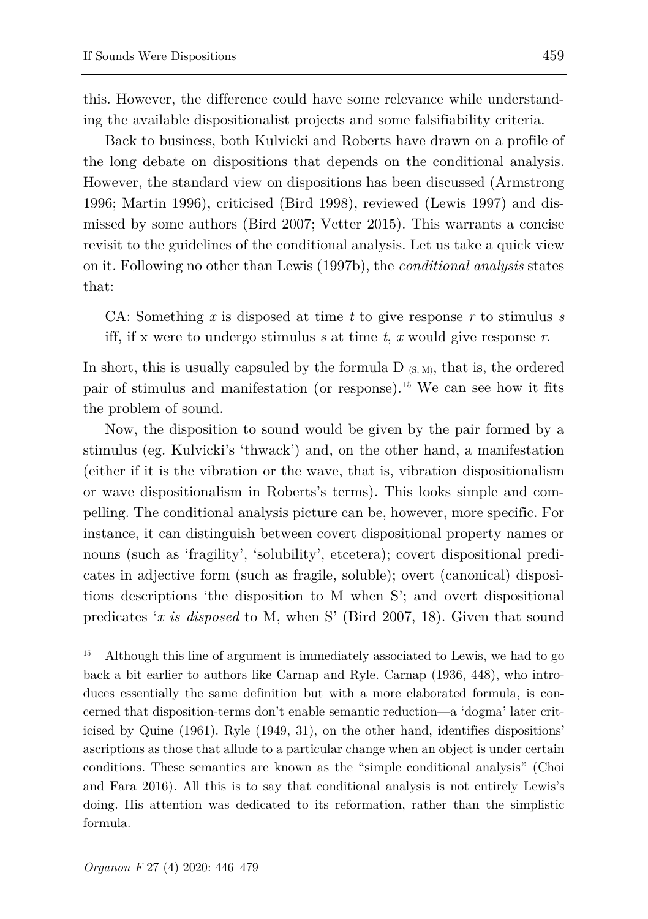this. However, the difference could have some relevance while understanding the available dispositionalist projects and some falsifiability criteria.

Back to business, both Kulvicki and Roberts have drawn on a profile of the long debate on dispositions that depends on the conditional analysis. However, the standard view on dispositions has been discussed (Armstrong 1996; Martin 1996), criticised (Bird 1998), reviewed (Lewis 1997) and dismissed by some authors (Bird 2007; Vetter 2015). This warrants a concise revisit to the guidelines of the conditional analysis. Let us take a quick view on it. Following no other than Lewis (1997b), the *conditional analysis* states that:

> CA: Something $x$ is disposed at time $t$ to give response $r$ to stimulus $s$ iff, if x were to undergo stimulus $s$ at time $t$, $x$ would give response $r$.

In short, this is usually capsuled by the formula $D_{(S, M)}$, that is, the ordered pair of stimulus and manifestation (or response).[15] We can see how it fits the problem of sound.

Now, the disposition to sound would be given by the pair formed by a stimulus (eg. Kulvicki's 'thwack') and, on the other hand, a manifestation (either if it is the vibration or the wave, that is, vibration dispositionalism or wave dispositionalism in Roberts's terms). This looks simple and compelling. The conditional analysis picture can be, however, more specific. For instance, it can distinguish between covert dispositional property names or nouns (such as 'fragility', 'solubility', etcetera); covert dispositional predicates in adjective form (such as fragile, soluble); overt (canonical) dispositions descriptions 'the disposition to M when S'; and overt dispositional predicates '*x is disposed* to M, when S' (Bird 2007, 18). Given that sound

---

[15] Although this line of argument is immediately associated to Lewis, we had to go back a bit earlier to authors like Carnap and Ryle. Carnap (1936, 448), who introduces essentially the same definition but with a more elaborated formula, is concerned that disposition-terms don't enable semantic reduction—a 'dogma' later criticised by Quine (1961). Ryle (1949, 31), on the other hand, identifies dispositions' ascriptions as those that allude to a particular change when an object is under certain conditions. These semantics are known as the "simple conditional analysis" (Choi and Fara 2016). All this is to say that conditional analysis is not entirely Lewis's doing. His attention was dedicated to its reformation, rather than the simplistic formula.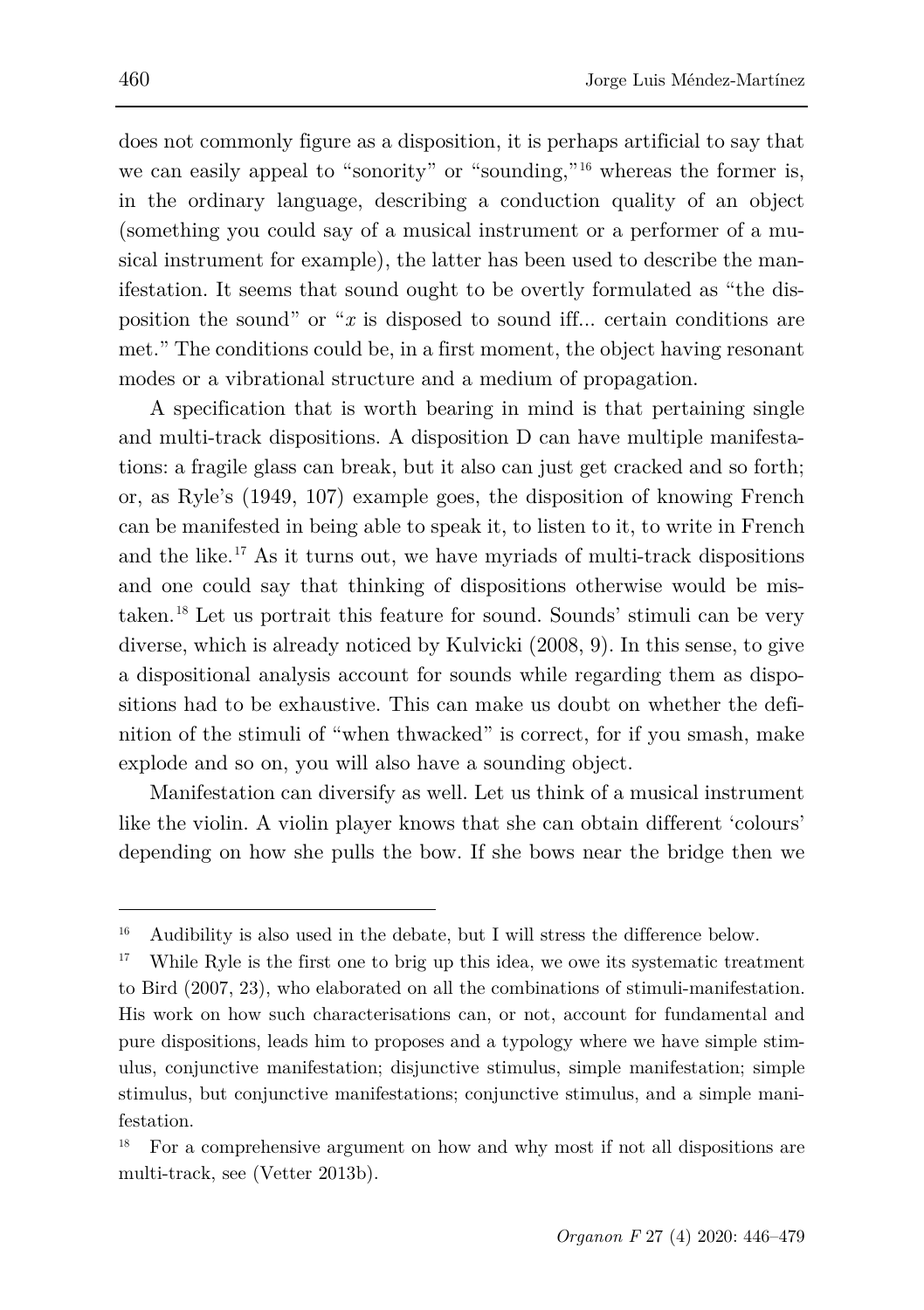does not commonly figure as a disposition, it is perhaps artificial to say that we can easily appeal to "sonority" or "sounding,"[16] whereas the former is, in the ordinary language, describing a conduction quality of an object (something you could say of a musical instrument or a performer of a musical instrument for example), the latter has been used to describe the manifestation. It seems that sound ought to be overtly formulated as "the disposition the sound" or "*x* is disposed to sound iff... certain conditions are met." The conditions could be, in a first moment, the object having resonant modes or a vibrational structure and a medium of propagation.

A specification that is worth bearing in mind is that pertaining single and multi-track dispositions. A disposition D can have multiple manifestations: a fragile glass can break, but it also can just get cracked and so forth; or, as Ryle's (1949, 107) example goes, the disposition of knowing French can be manifested in being able to speak it, to listen to it, to write in French and the like.[17] As it turns out, we have myriads of multi-track dispositions and one could say that thinking of dispositions otherwise would be mistaken.[18] Let us portrait this feature for sound. Sounds' stimuli can be very diverse, which is already noticed by Kulvicki (2008, 9). In this sense, to give a dispositional analysis account for sounds while regarding them as dispositions had to be exhaustive. This can make us doubt on whether the definition of the stimuli of "when thwacked" is correct, for if you smash, make explode and so on, you will also have a sounding object.

Manifestation can diversify as well. Let us think of a musical instrument like the violin. A violin player knows that she can obtain different 'colours' depending on how she pulls the bow. If she bows near the bridge then we

---

[16] Audibility is also used in the debate, but I will stress the difference below.

[17] While Ryle is the first one to brig up this idea, we owe its systematic treatment to Bird (2007, 23), who elaborated on all the combinations of stimuli-manifestation. His work on how such characterisations can, or not, account for fundamental and pure dispositions, leads him to proposes and a typology where we have simple stimulus, conjunctive manifestation; disjunctive stimulus, simple manifestation; simple stimulus, but conjunctive manifestations; conjunctive stimulus, and a simple manifestation.

[18] For a comprehensive argument on how and why most if not all dispositions are multi-track, see (Vetter 2013b).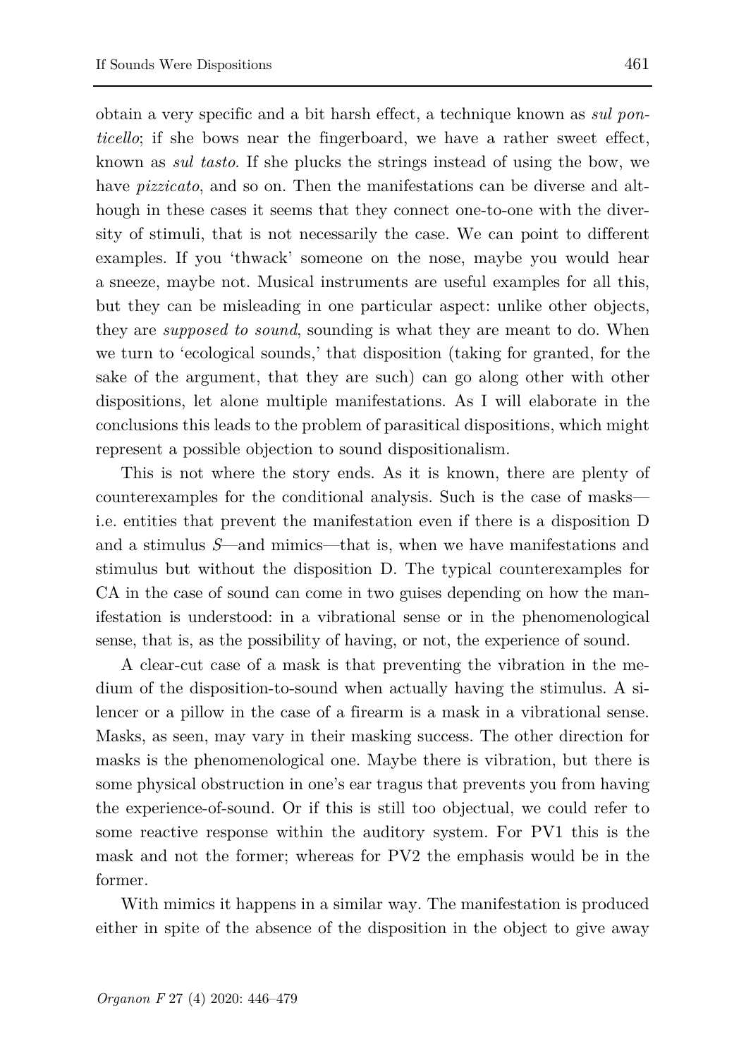obtain a very specific and a bit harsh effect, a technique known as *sul ponticello*; if she bows near the fingerboard, we have a rather sweet effect, known as *sul tasto*. If she plucks the strings instead of using the bow, we have *pizzicato*, and so on. Then the manifestations can be diverse and although in these cases it seems that they connect one-to-one with the diversity of stimuli, that is not necessarily the case. We can point to different examples. If you 'thwack' someone on the nose, maybe you would hear a sneeze, maybe not. Musical instruments are useful examples for all this, but they can be misleading in one particular aspect: unlike other objects, they are *supposed to sound*, sounding is what they are meant to do. When we turn to 'ecological sounds,' that disposition (taking for granted, for the sake of the argument, that they are such) can go along other with other dispositions, let alone multiple manifestations. As I will elaborate in the conclusions this leads to the problem of parasitical dispositions, which might represent a possible objection to sound dispositionalism.

This is not where the story ends. As it is known, there are plenty of counterexamples for the conditional analysis. Such is the case of masks—i.e. entities that prevent the manifestation even if there is a disposition D and a stimulus *S*—and mimics—that is, when we have manifestations and stimulus but without the disposition D. The typical counterexamples for CA in the case of sound can come in two guises depending on how the manifestation is understood: in a vibrational sense or in the phenomenological sense, that is, as the possibility of having, or not, the experience of sound.

A clear-cut case of a mask is that preventing the vibration in the medium of the disposition-to-sound when actually having the stimulus. A silencer or a pillow in the case of a firearm is a mask in a vibrational sense. Masks, as seen, may vary in their masking success. The other direction for masks is the phenomenological one. Maybe there is vibration, but there is some physical obstruction in one's ear tragus that prevents you from having the experience-of-sound. Or if this is still too objectual, we could refer to some reactive response within the auditory system. For PV1 this is the mask and not the former; whereas for PV2 the emphasis would be in the former.

With mimics it happens in a similar way. The manifestation is produced either in spite of the absence of the disposition in the object to give away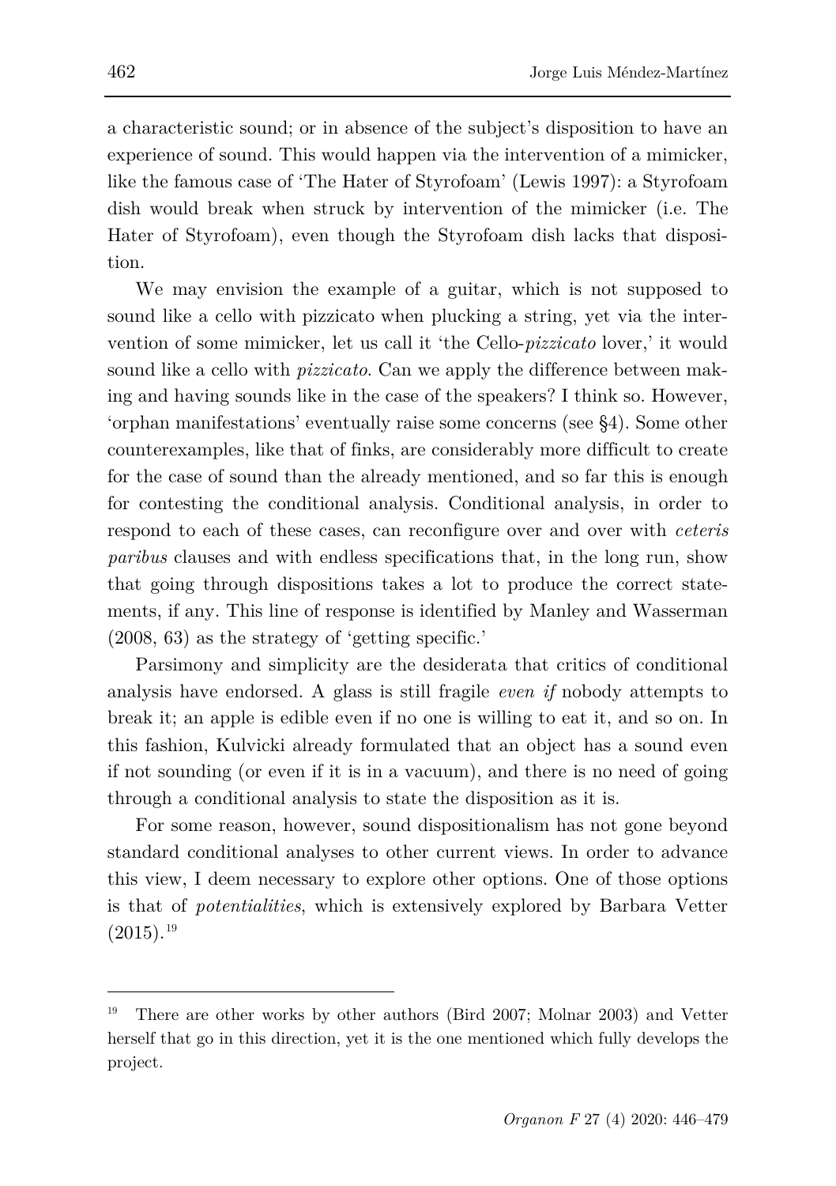a characteristic sound; or in absence of the subject's disposition to have an experience of sound. This would happen via the intervention of a mimicker, like the famous case of 'The Hater of Styrofoam' (Lewis 1997): a Styrofoam dish would break when struck by intervention of the mimicker (i.e. The Hater of Styrofoam), even though the Styrofoam dish lacks that disposition.

We may envision the example of a guitar, which is not supposed to sound like a cello with pizzicato when plucking a string, yet via the intervention of some mimicker, let us call it 'the Cello-*pizzicato* lover,' it would sound like a cello with *pizzicato*. Can we apply the difference between making and having sounds like in the case of the speakers? I think so. However, 'orphan manifestations' eventually raise some concerns (see §4). Some other counterexamples, like that of finks, are considerably more difficult to create for the case of sound than the already mentioned, and so far this is enough for contesting the conditional analysis. Conditional analysis, in order to respond to each of these cases, can reconfigure over and over with *ceteris paribus* clauses and with endless specifications that, in the long run, show that going through dispositions takes a lot to produce the correct statements, if any. This line of response is identified by Manley and Wasserman (2008, 63) as the strategy of 'getting specific.'

Parsimony and simplicity are the desiderata that critics of conditional analysis have endorsed. A glass is still fragile *even if* nobody attempts to break it; an apple is edible even if no one is willing to eat it, and so on. In this fashion, Kulvicki already formulated that an object has a sound even if not sounding (or even if it is in a vacuum), and there is no need of going through a conditional analysis to state the disposition as it is.

For some reason, however, sound dispositionalism has not gone beyond standard conditional analyses to other current views. In order to advance this view, I deem necessary to explore other options. One of those options is that of *potentialities*, which is extensively explored by Barbara Vetter (2015).[19]

---

[19] There are other works by other authors (Bird 2007; Molnar 2003) and Vetter herself that go in this direction, yet it is the one mentioned which fully develops the project.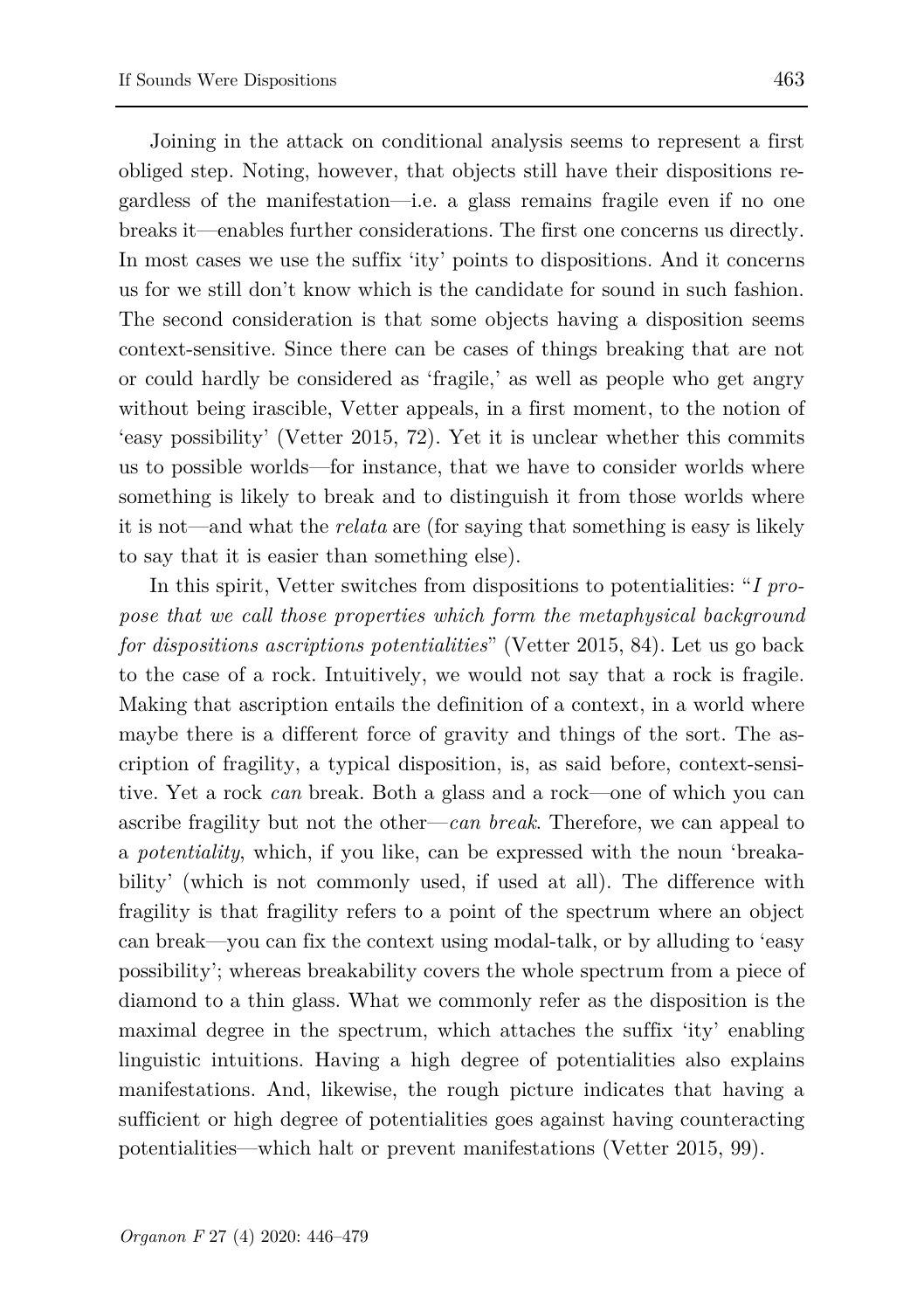Joining in the attack on conditional analysis seems to represent a first obliged step. Noting, however, that objects still have their dispositions regardless of the manifestation—i.e. a glass remains fragile even if no one breaks it—enables further considerations. The first one concerns us directly. In most cases we use the suffix 'ity' points to dispositions. And it concerns us for we still don't know which is the candidate for sound in such fashion. The second consideration is that some objects having a disposition seems context-sensitive. Since there can be cases of things breaking that are not or could hardly be considered as 'fragile,' as well as people who get angry without being irascible, Vetter appeals, in a first moment, to the notion of 'easy possibility' (Vetter 2015, 72). Yet it is unclear whether this commits us to possible worlds—for instance, that we have to consider worlds where something is likely to break and to distinguish it from those worlds where it is not—and what the *relata* are (for saying that something is easy is likely to say that it is easier than something else).

In this spirit, Vetter switches from dispositions to potentialities: "*I propose that we call those properties which form the metaphysical background for dispositions ascriptions potentialities*" (Vetter 2015, 84). Let us go back to the case of a rock. Intuitively, we would not say that a rock is fragile. Making that ascription entails the definition of a context, in a world where maybe there is a different force of gravity and things of the sort. The ascription of fragility, a typical disposition, is, as said before, context-sensitive. Yet a rock *can* break. Both a glass and a rock—one of which you can ascribe fragility but not the other—*can break*. Therefore, we can appeal to a *potentiality*, which, if you like, can be expressed with the noun 'breakability' (which is not commonly used, if used at all). The difference with fragility is that fragility refers to a point of the spectrum where an object can break—you can fix the context using modal-talk, or by alluding to 'easy possibility'; whereas breakability covers the whole spectrum from a piece of diamond to a thin glass. What we commonly refer as the disposition is the maximal degree in the spectrum, which attaches the suffix 'ity' enabling linguistic intuitions. Having a high degree of potentialities also explains manifestations. And, likewise, the rough picture indicates that having a sufficient or high degree of potentialities goes against having counteracting potentialities—which halt or prevent manifestations (Vetter 2015, 99).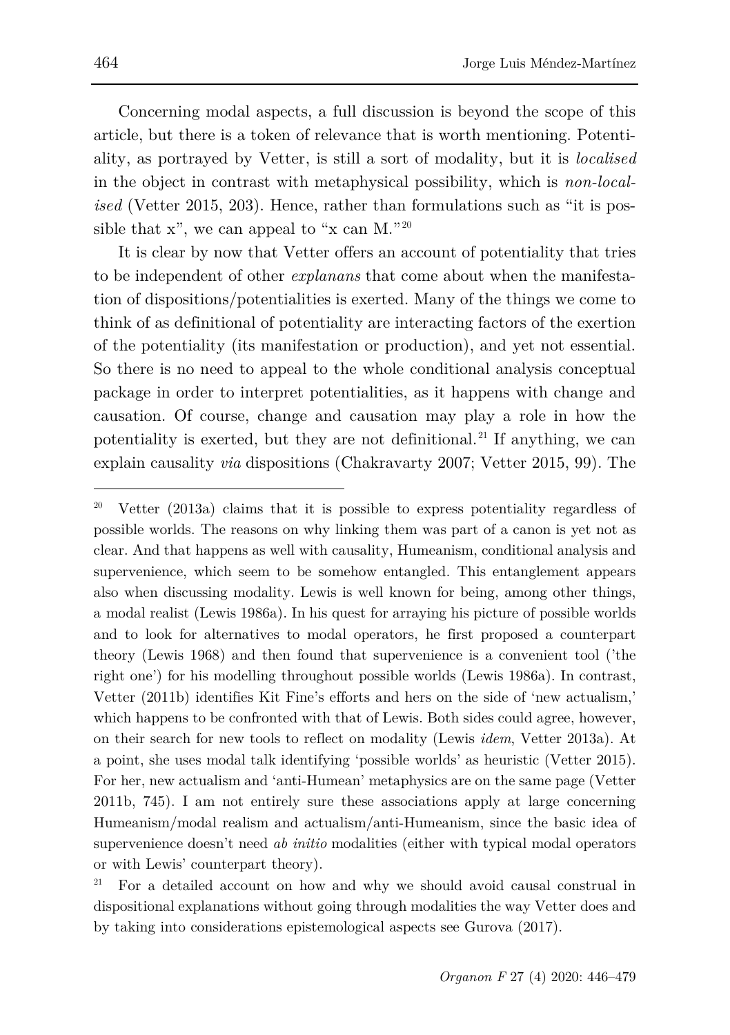Concerning modal aspects, a full discussion is beyond the scope of this article, but there is a token of relevance that is worth mentioning. Potentiality, as portrayed by Vetter, is still a sort of modality, but it is *localised* in the object in contrast with metaphysical possibility, which is *non-localised* (Vetter 2015, 203). Hence, rather than formulations such as "it is possible that x", we can appeal to "x can M."[20]

It is clear by now that Vetter offers an account of potentiality that tries to be independent of other *explanans* that come about when the manifestation of dispositions/potentialities is exerted. Many of the things we come to think of as definitional of potentiality are interacting factors of the exertion of the potentiality (its manifestation or production), and yet not essential. So there is no need to appeal to the whole conditional analysis conceptual package in order to interpret potentialities, as it happens with change and causation. Of course, change and causation may play a role in how the potentiality is exerted, but they are not definitional.[21] If anything, we can explain causality *via* dispositions (Chakravarty 2007; Vetter 2015, 99). The

---

[20] Vetter (2013a) claims that it is possible to express potentiality regardless of possible worlds. The reasons on why linking them was part of a canon is yet not as clear. And that happens as well with causality, Humeanism, conditional analysis and supervenience, which seem to be somehow entangled. This entanglement appears also when discussing modality. Lewis is well known for being, among other things, a modal realist (Lewis 1986a). In his quest for arraying his picture of possible worlds and to look for alternatives to modal operators, he first proposed a counterpart theory (Lewis 1968) and then found that supervenience is a convenient tool ('the right one') for his modelling throughout possible worlds (Lewis 1986a). In contrast, Vetter (2011b) identifies Kit Fine's efforts and hers on the side of 'new actualism,' which happens to be confronted with that of Lewis. Both sides could agree, however, on their search for new tools to reflect on modality (Lewis *idem*, Vetter 2013a). At a point, she uses modal talk identifying 'possible worlds' as heuristic (Vetter 2015). For her, new actualism and 'anti-Humean' metaphysics are on the same page (Vetter 2011b, 745). I am not entirely sure these associations apply at large concerning Humeanism/modal realism and actualism/anti-Humeanism, since the basic idea of supervenience doesn't need *ab initio* modalities (either with typical modal operators or with Lewis' counterpart theory).

[21] For a detailed account on how and why we should avoid causal construal in dispositional explanations without going through modalities the way Vetter does and by taking into considerations epistemological aspects see Gurova (2017).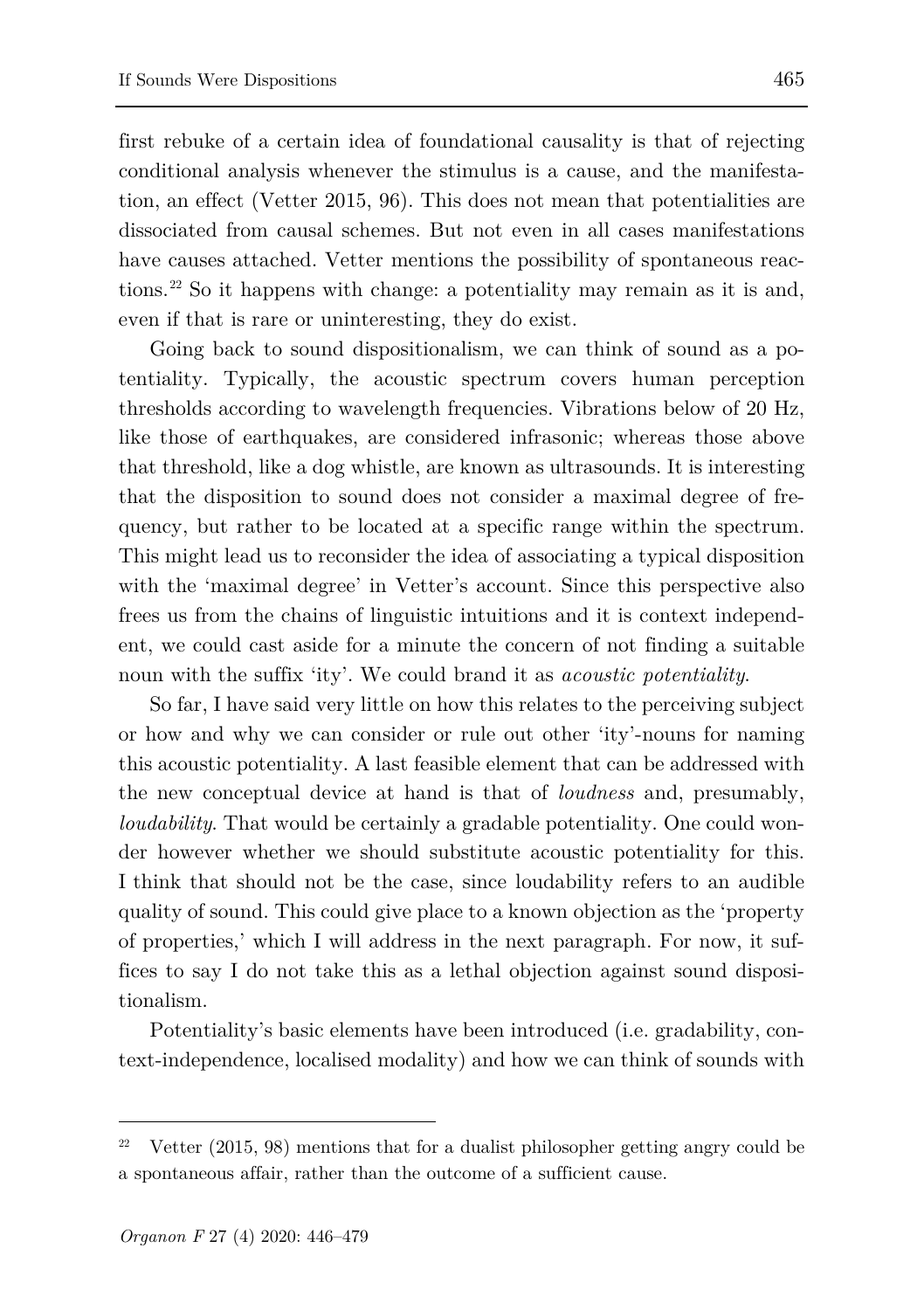first rebuke of a certain idea of foundational causality is that of rejecting conditional analysis whenever the stimulus is a cause, and the manifestation, an effect (Vetter 2015, 96). This does not mean that potentialities are dissociated from causal schemes. But not even in all cases manifestations have causes attached. Vetter mentions the possibility of spontaneous reactions.[22] So it happens with change: a potentiality may remain as it is and, even if that is rare or uninteresting, they do exist.

Going back to sound dispositionalism, we can think of sound as a potentiality. Typically, the acoustic spectrum covers human perception thresholds according to wavelength frequencies. Vibrations below of 20 Hz, like those of earthquakes, are considered infrasonic; whereas those above that threshold, like a dog whistle, are known as ultrasounds. It is interesting that the disposition to sound does not consider a maximal degree of frequency, but rather to be located at a specific range within the spectrum. This might lead us to reconsider the idea of associating a typical disposition with the 'maximal degree' in Vetter's account. Since this perspective also frees us from the chains of linguistic intuitions and it is context independent, we could cast aside for a minute the concern of not finding a suitable noun with the suffix 'ity'. We could brand it as *acoustic potentiality*.

So far, I have said very little on how this relates to the perceiving subject or how and why we can consider or rule out other 'ity'-nouns for naming this acoustic potentiality. A last feasible element that can be addressed with the new conceptual device at hand is that of *loudness* and, presumably, *loudability*. That would be certainly a gradable potentiality. One could wonder however whether we should substitute acoustic potentiality for this. I think that should not be the case, since loudability refers to an audible quality of sound. This could give place to a known objection as the 'property of properties,' which I will address in the next paragraph. For now, it suffices to say I do not take this as a lethal objection against sound dispositionalism.

Potentiality's basic elements have been introduced (i.e. gradability, context-independence, localised modality) and how we can think of sounds with

[22] Vetter (2015, 98) mentions that for a dualist philosopher getting angry could be a spontaneous affair, rather than the outcome of a sufficient cause.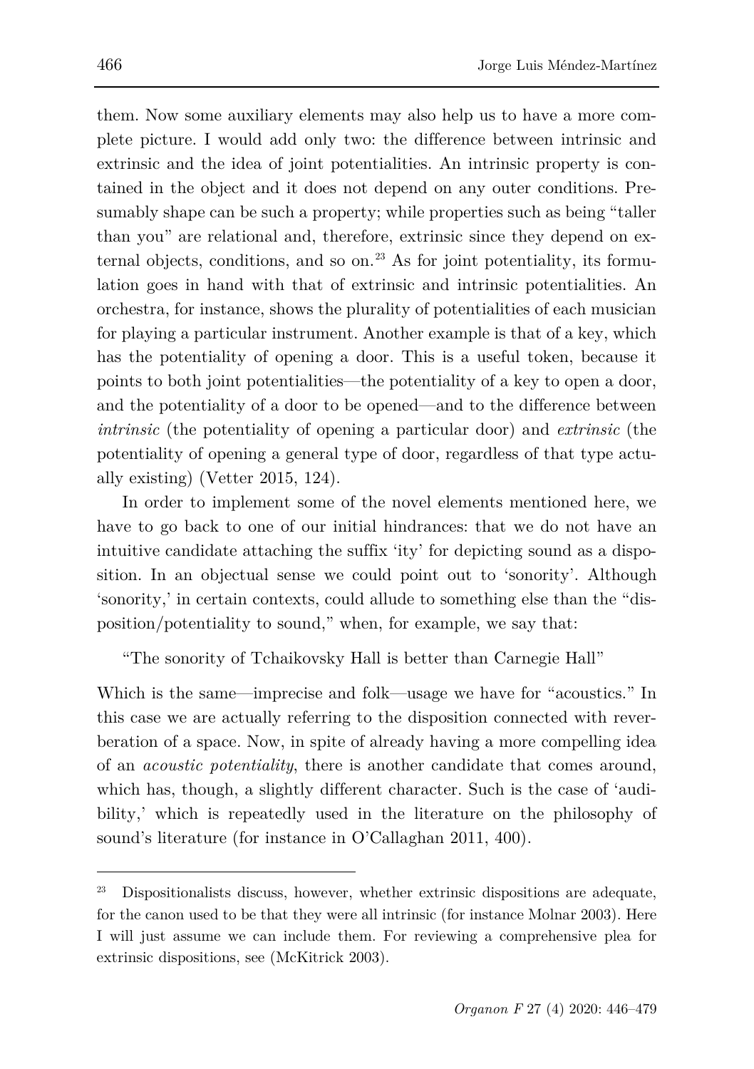them. Now some auxiliary elements may also help us to have a more complete picture. I would add only two: the difference between intrinsic and extrinsic and the idea of joint potentialities. An intrinsic property is contained in the object and it does not depend on any outer conditions. Presumably shape can be such a property; while properties such as being "taller than you" are relational and, therefore, extrinsic since they depend on external objects, conditions, and so on.[23] As for joint potentiality, its formulation goes in hand with that of extrinsic and intrinsic potentialities. An orchestra, for instance, shows the plurality of potentialities of each musician for playing a particular instrument. Another example is that of a key, which has the potentiality of opening a door. This is a useful token, because it points to both joint potentialities—the potentiality of a key to open a door, and the potentiality of a door to be opened—and to the difference between *intrinsic* (the potentiality of opening a particular door) and *extrinsic* (the potentiality of opening a general type of door, regardless of that type actually existing) (Vetter 2015, 124).

In order to implement some of the novel elements mentioned here, we have to go back to one of our initial hindrances: that we do not have an intuitive candidate attaching the suffix 'ity' for depicting sound as a disposition. In an objectual sense we could point out to 'sonority'. Although 'sonority,' in certain contexts, could allude to something else than the "disposition/potentiality to sound," when, for example, we say that:

"The sonority of Tchaikovsky Hall is better than Carnegie Hall"

Which is the same—imprecise and folk—usage we have for "acoustics." In this case we are actually referring to the disposition connected with reverberation of a space. Now, in spite of already having a more compelling idea of an *acoustic potentiality*, there is another candidate that comes around, which has, though, a slightly different character. Such is the case of 'audibility,' which is repeatedly used in the literature on the philosophy of sound's literature (for instance in O'Callaghan 2011, 400).

---

[23] Dispositionalists discuss, however, whether extrinsic dispositions are adequate, for the canon used to be that they were all intrinsic (for instance Molnar 2003). Here I will just assume we can include them. For reviewing a comprehensive plea for extrinsic dispositions, see (McKitrick 2003).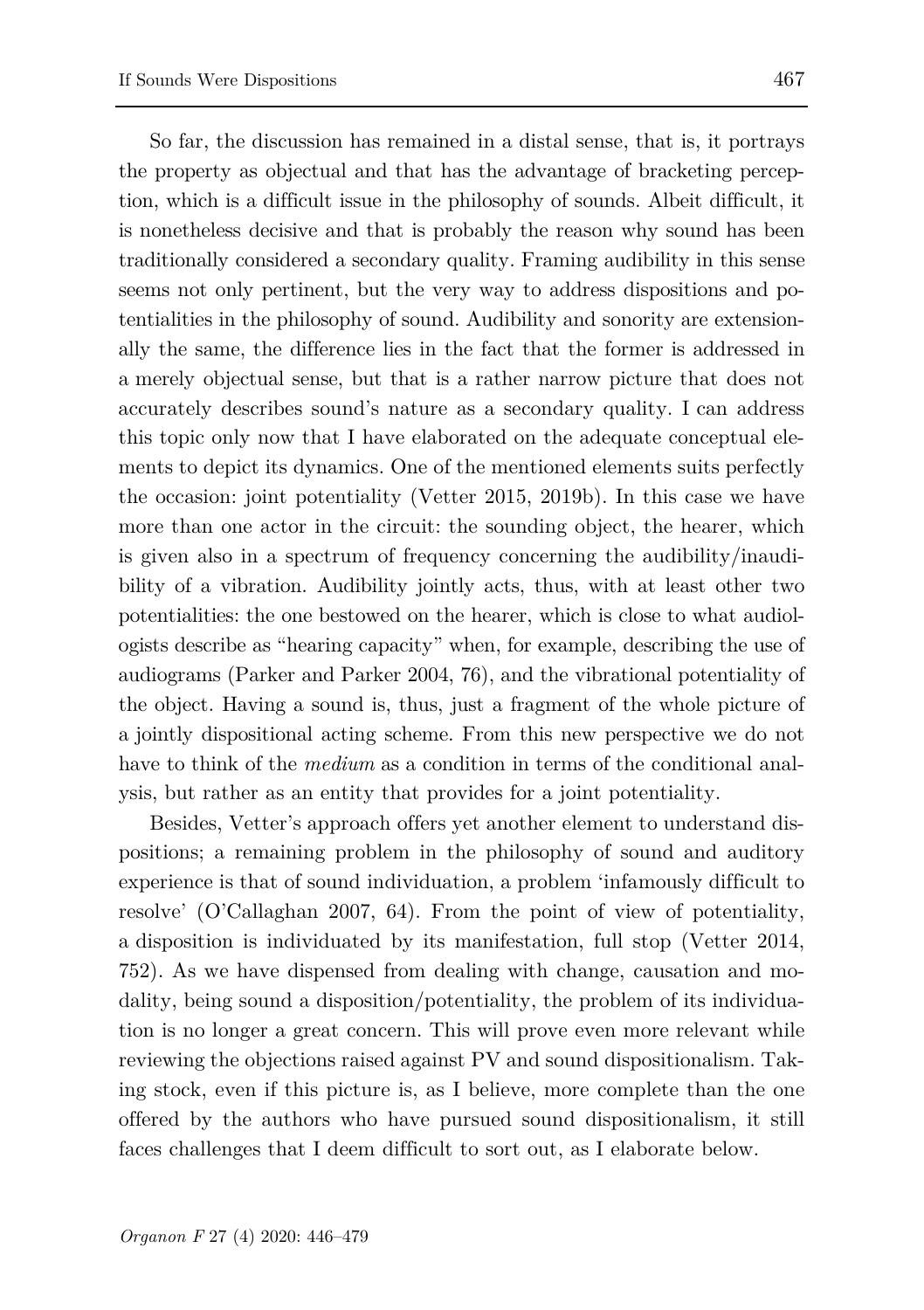So far, the discussion has remained in a distal sense, that is, it portrays the property as objectual and that has the advantage of bracketing perception, which is a difficult issue in the philosophy of sounds. Albeit difficult, it is nonetheless decisive and that is probably the reason why sound has been traditionally considered a secondary quality. Framing audibility in this sense seems not only pertinent, but the very way to address dispositions and potentialities in the philosophy of sound. Audibility and sonority are extensionally the same, the difference lies in the fact that the former is addressed in a merely objectual sense, but that is a rather narrow picture that does not accurately describes sound's nature as a secondary quality. I can address this topic only now that I have elaborated on the adequate conceptual elements to depict its dynamics. One of the mentioned elements suits perfectly the occasion: joint potentiality (Vetter 2015, 2019b). In this case we have more than one actor in the circuit: the sounding object, the hearer, which is given also in a spectrum of frequency concerning the audibility/inaudibility of a vibration. Audibility jointly acts, thus, with at least other two potentialities: the one bestowed on the hearer, which is close to what audiologists describe as "hearing capacity" when, for example, describing the use of audiograms (Parker and Parker 2004, 76), and the vibrational potentiality of the object. Having a sound is, thus, just a fragment of the whole picture of a jointly dispositional acting scheme. From this new perspective we do not have to think of the *medium* as a condition in terms of the conditional analysis, but rather as an entity that provides for a joint potentiality.

Besides, Vetter's approach offers yet another element to understand dispositions; a remaining problem in the philosophy of sound and auditory experience is that of sound individuation, a problem 'infamously difficult to resolve' (O'Callaghan 2007, 64). From the point of view of potentiality, a disposition is individuated by its manifestation, full stop (Vetter 2014, 752). As we have dispensed from dealing with change, causation and modality, being sound a disposition/potentiality, the problem of its individuation is no longer a great concern. This will prove even more relevant while reviewing the objections raised against PV and sound dispositionalism. Taking stock, even if this picture is, as I believe, more complete than the one offered by the authors who have pursued sound dispositionalism, it still faces challenges that I deem difficult to sort out, as I elaborate below.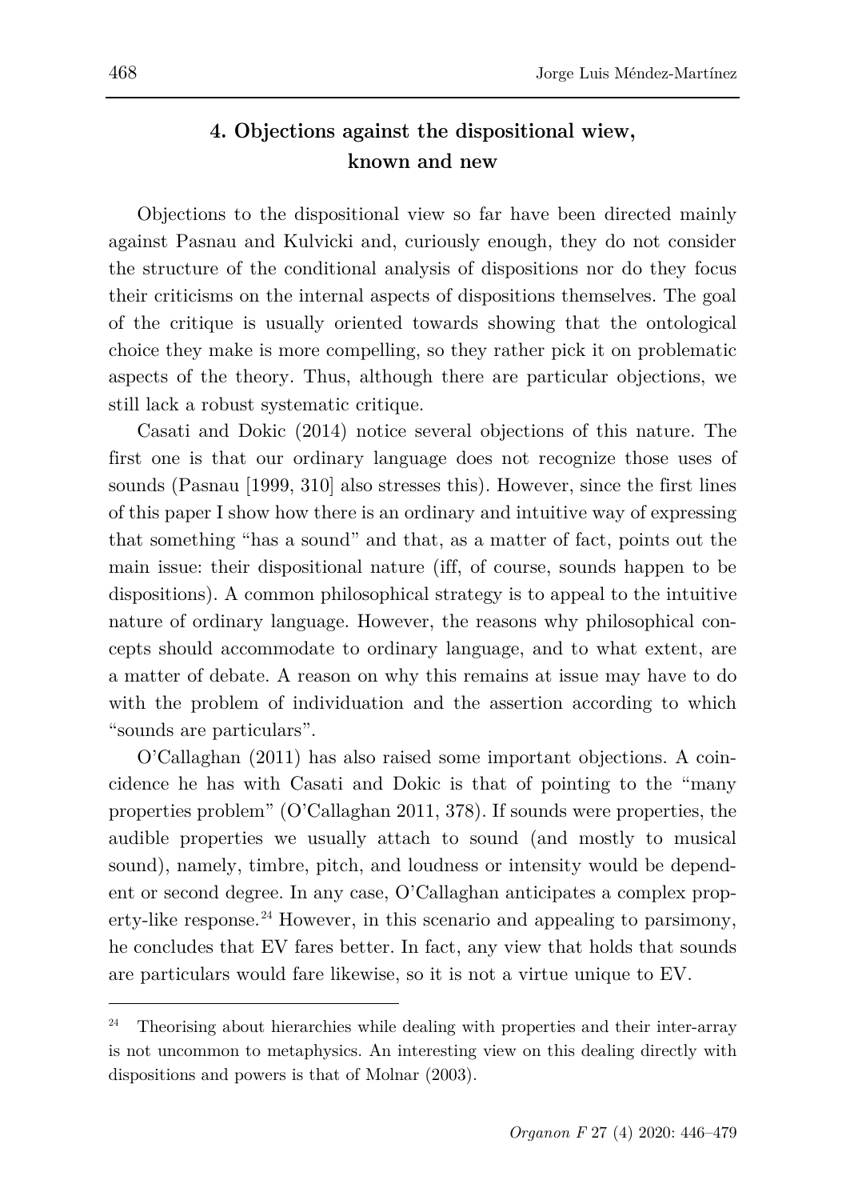## 4. Objections against the dispositional wiew, known and new

Objections to the dispositional view so far have been directed mainly against Pasnau and Kulvicki and, curiously enough, they do not consider the structure of the conditional analysis of dispositions nor do they focus their criticisms on the internal aspects of dispositions themselves. The goal of the critique is usually oriented towards showing that the ontological choice they make is more compelling, so they rather pick it on problematic aspects of the theory. Thus, although there are particular objections, we still lack a robust systematic critique.

Casati and Dokic (2014) notice several objections of this nature. The first one is that our ordinary language does not recognize those uses of sounds (Pasnau [1999, 310] also stresses this). However, since the first lines of this paper I show how there is an ordinary and intuitive way of expressing that something "has a sound" and that, as a matter of fact, points out the main issue: their dispositional nature (iff, of course, sounds happen to be dispositions). A common philosophical strategy is to appeal to the intuitive nature of ordinary language. However, the reasons why philosophical concepts should accommodate to ordinary language, and to what extent, are a matter of debate. A reason on why this remains at issue may have to do with the problem of individuation and the assertion according to which "sounds are particulars".

O'Callaghan (2011) has also raised some important objections. A coincidence he has with Casati and Dokic is that of pointing to the "many properties problem" (O'Callaghan 2011, 378). If sounds were properties, the audible properties we usually attach to sound (and mostly to musical sound), namely, timbre, pitch, and loudness or intensity would be dependent or second degree. In any case, O'Callaghan anticipates a complex property-like response.[24] However, in this scenario and appealing to parsimony, he concludes that EV fares better. In fact, any view that holds that sounds are particulars would fare likewise, so it is not a virtue unique to EV.

---

[24] Theorising about hierarchies while dealing with properties and their inter-array is not uncommon to metaphysics. An interesting view on this dealing directly with dispositions and powers is that of Molnar (2003).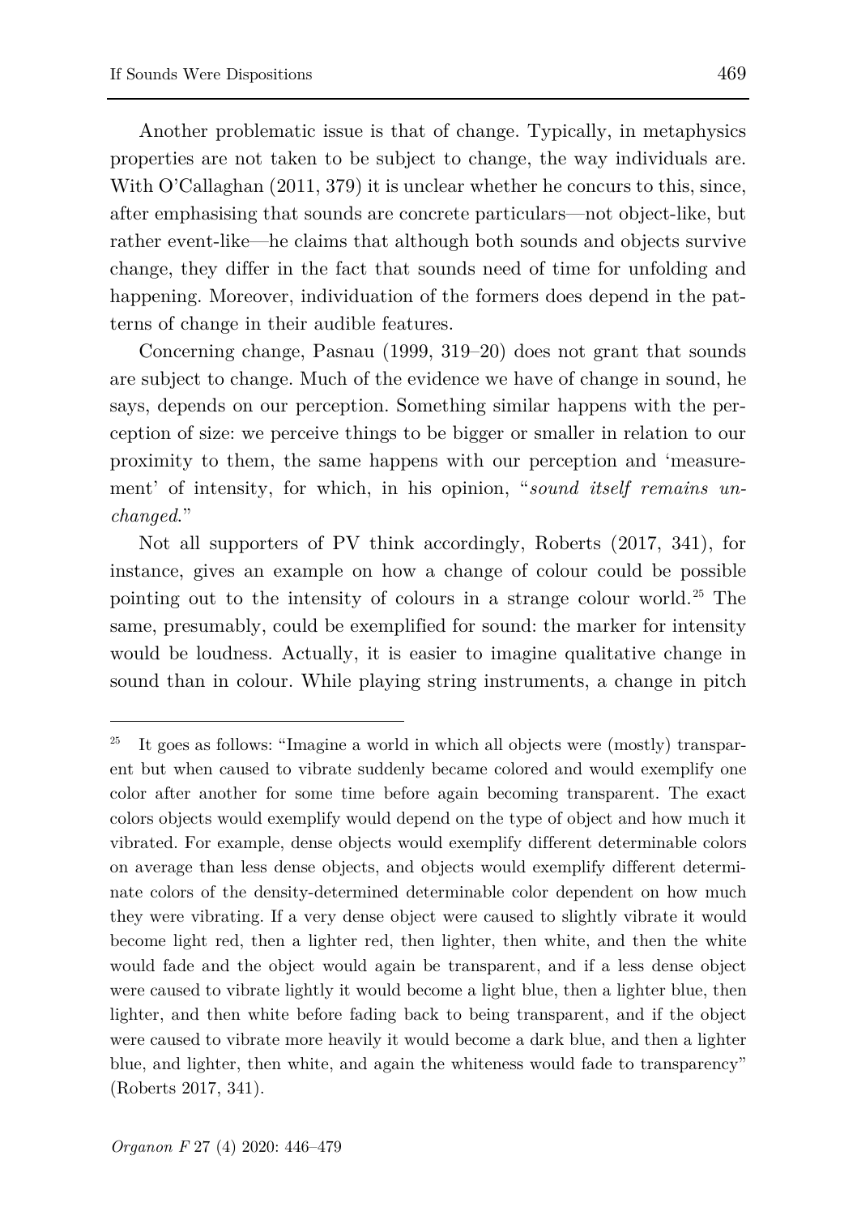Another problematic issue is that of change. Typically, in metaphysics properties are not taken to be subject to change, the way individuals are. With O'Callaghan (2011, 379) it is unclear whether he concurs to this, since, after emphasising that sounds are concrete particulars—not object-like, but rather event-like—he claims that although both sounds and objects survive change, they differ in the fact that sounds need of time for unfolding and happening. Moreover, individuation of the formers does depend in the patterns of change in their audible features.

Concerning change, Pasnau (1999, 319–20) does not grant that sounds are subject to change. Much of the evidence we have of change in sound, he says, depends on our perception. Something similar happens with the perception of size: we perceive things to be bigger or smaller in relation to our proximity to them, the same happens with our perception and 'measurement' of intensity, for which, in his opinion, "*sound itself remains unchanged.*"

Not all supporters of PV think accordingly, Roberts (2017, 341), for instance, gives an example on how a change of colour could be possible pointing out to the intensity of colours in a strange colour world.[25] The same, presumably, could be exemplified for sound: the marker for intensity would be loudness. Actually, it is easier to imagine qualitative change in sound than in colour. While playing string instruments, a change in pitch

[25] It goes as follows: "Imagine a world in which all objects were (mostly) transparent but when caused to vibrate suddenly became colored and would exemplify one color after another for some time before again becoming transparent. The exact colors objects would exemplify would depend on the type of object and how much it vibrated. For example, dense objects would exemplify different determinable colors on average than less dense objects, and objects would exemplify different determinate colors of the density-determined determinable color dependent on how much they were vibrating. If a very dense object were caused to slightly vibrate it would become light red, then a lighter red, then lighter, then white, and then the white would fade and the object would again be transparent, and if a less dense object were caused to vibrate lightly it would become a light blue, then a lighter blue, then lighter, and then white before fading back to being transparent, and if the object were caused to vibrate more heavily it would become a dark blue, and then a lighter blue, and lighter, then white, and again the whiteness would fade to transparency" (Roberts 2017, 341).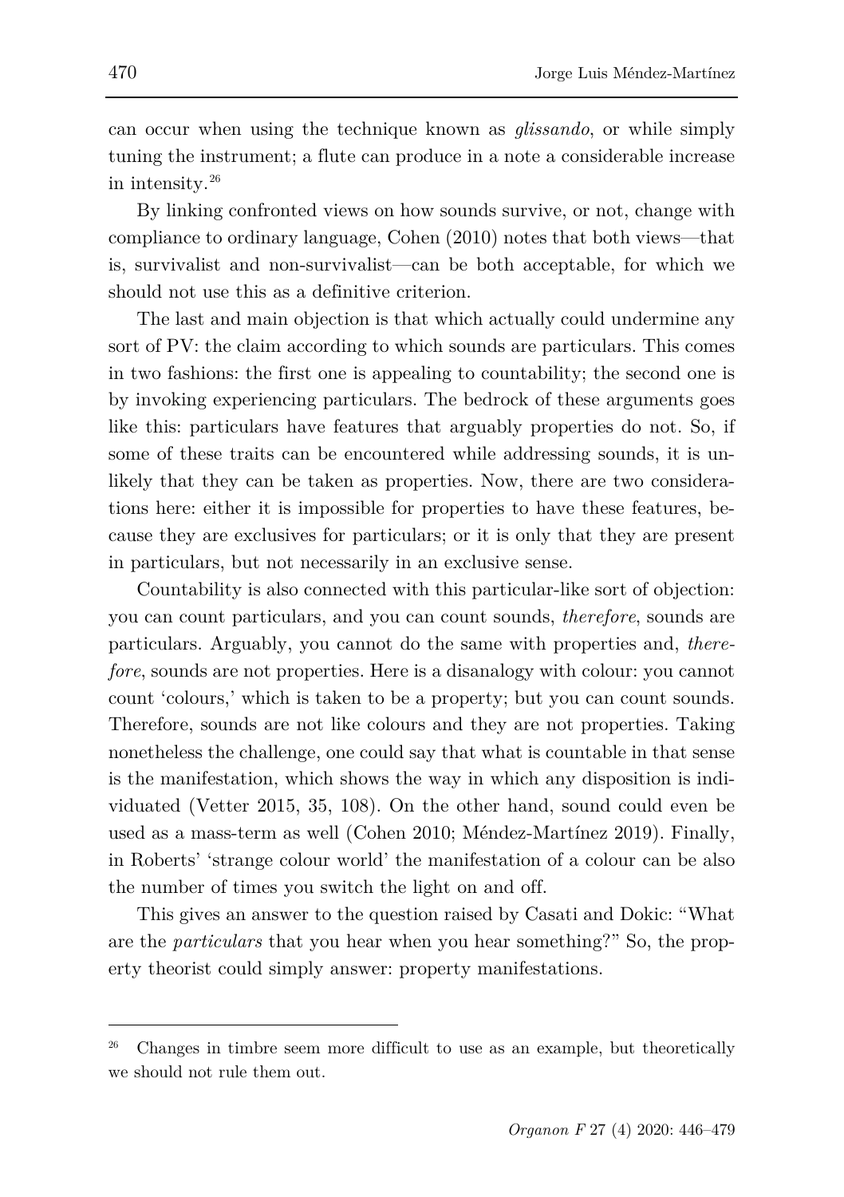can occur when using the technique known as *glissando*, or while simply tuning the instrument; a flute can produce in a note a considerable increase in intensity.[26]

By linking confronted views on how sounds survive, or not, change with compliance to ordinary language, Cohen (2010) notes that both views—that is, survivalist and non-survivalist—can be both acceptable, for which we should not use this as a definitive criterion.

The last and main objection is that which actually could undermine any sort of PV: the claim according to which sounds are particulars. This comes in two fashions: the first one is appealing to countability; the second one is by invoking experiencing particulars. The bedrock of these arguments goes like this: particulars have features that arguably properties do not. So, if some of these traits can be encountered while addressing sounds, it is unlikely that they can be taken as properties. Now, there are two considerations here: either it is impossible for properties to have these features, because they are exclusives for particulars; or it is only that they are present in particulars, but not necessarily in an exclusive sense.

Countability is also connected with this particular-like sort of objection: you can count particulars, and you can count sounds, *therefore*, sounds are particulars. Arguably, you cannot do the same with properties and, *therefore*, sounds are not properties. Here is a disanalogy with colour: you cannot count 'colours,' which is taken to be a property; but you can count sounds. Therefore, sounds are not like colours and they are not properties. Taking nonetheless the challenge, one could say that what is countable in that sense is the manifestation, which shows the way in which any disposition is individuated (Vetter 2015, 35, 108). On the other hand, sound could even be used as a mass-term as well (Cohen 2010; Méndez-Martínez 2019). Finally, in Roberts' 'strange colour world' the manifestation of a colour can be also the number of times you switch the light on and off.

This gives an answer to the question raised by Casati and Dokic: "What are the *particulars* that you hear when you hear something?" So, the property theorist could simply answer: property manifestations.

[26] Changes in timbre seem more difficult to use as an example, but theoretically we should not rule them out.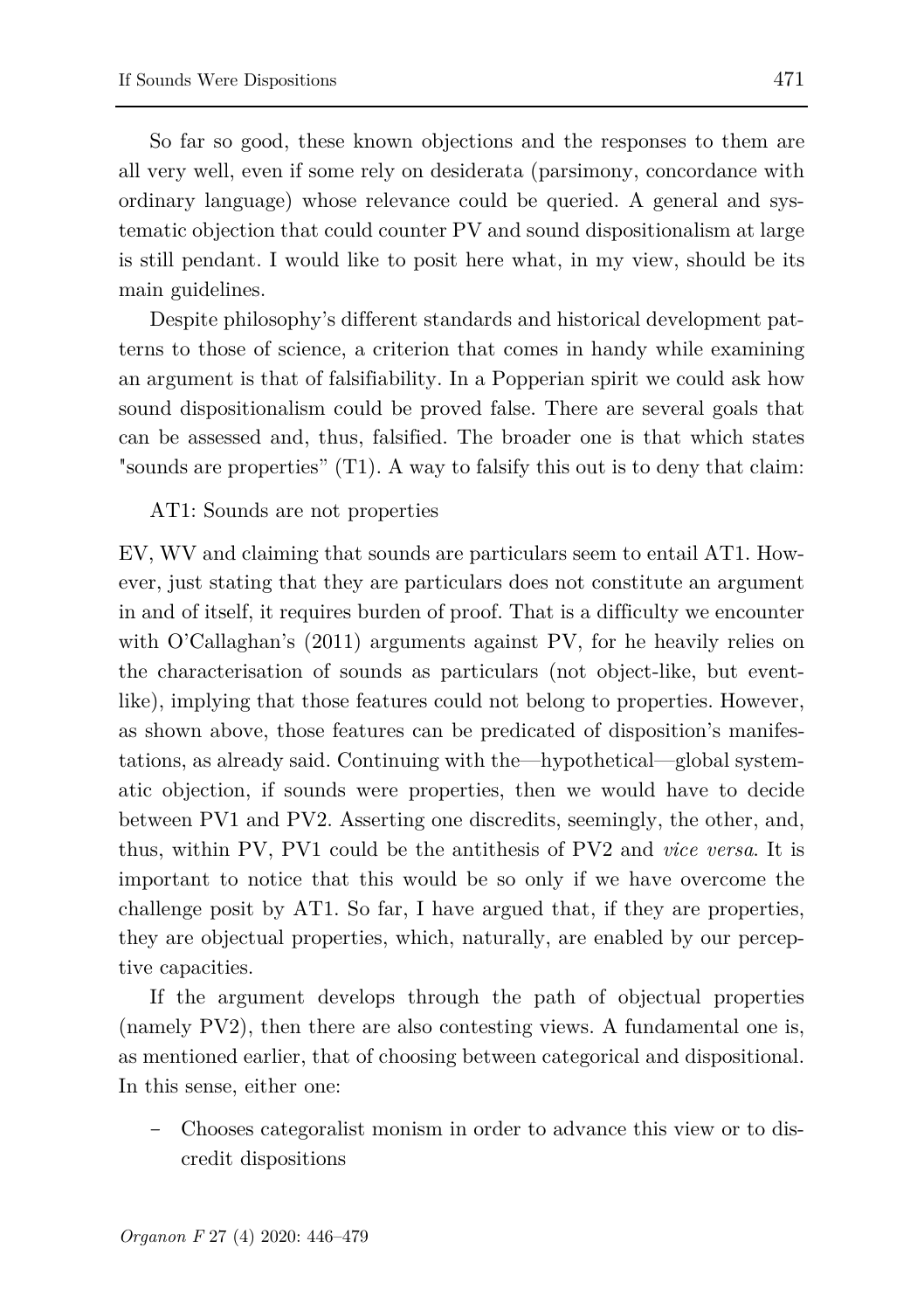So far so good, these known objections and the responses to them are all very well, even if some rely on desiderata (parsimony, concordance with ordinary language) whose relevance could be queried. A general and systematic objection that could counter PV and sound dispositionalism at large is still pendant. I would like to posit here what, in my view, should be its main guidelines.

Despite philosophy's different standards and historical development patterns to those of science, a criterion that comes in handy while examining an argument is that of falsifiability. In a Popperian spirit we could ask how sound dispositionalism could be proved false. There are several goals that can be assessed and, thus, falsified. The broader one is that which states "sounds are properties" (T1). A way to falsify this out is to deny that claim:

AT1: Sounds are not properties

EV, WV and claiming that sounds are particulars seem to entail AT1. However, just stating that they are particulars does not constitute an argument in and of itself, it requires burden of proof. That is a difficulty we encounter with O'Callaghan's (2011) arguments against PV, for he heavily relies on the characterisation of sounds as particulars (not object-like, but event-like), implying that those features could not belong to properties. However, as shown above, those features can be predicated of disposition's manifestations, as already said. Continuing with the—hypothetical—global systematic objection, if sounds were properties, then we would have to decide between PV1 and PV2. Asserting one discredits, seemingly, the other, and, thus, within PV, PV1 could be the antithesis of PV2 and *vice versa*. It is important to notice that this would be so only if we have overcome the challenge posit by AT1. So far, I have argued that, if they are properties, they are objectual properties, which, naturally, are enabled by our perceptive capacities.

If the argument develops through the path of objectual properties (namely PV2), then there are also contesting views. A fundamental one is, as mentioned earlier, that of choosing between categorical and dispositional. In this sense, either one:

- Chooses categoralist monism in order to advance this view or to discredit dispositions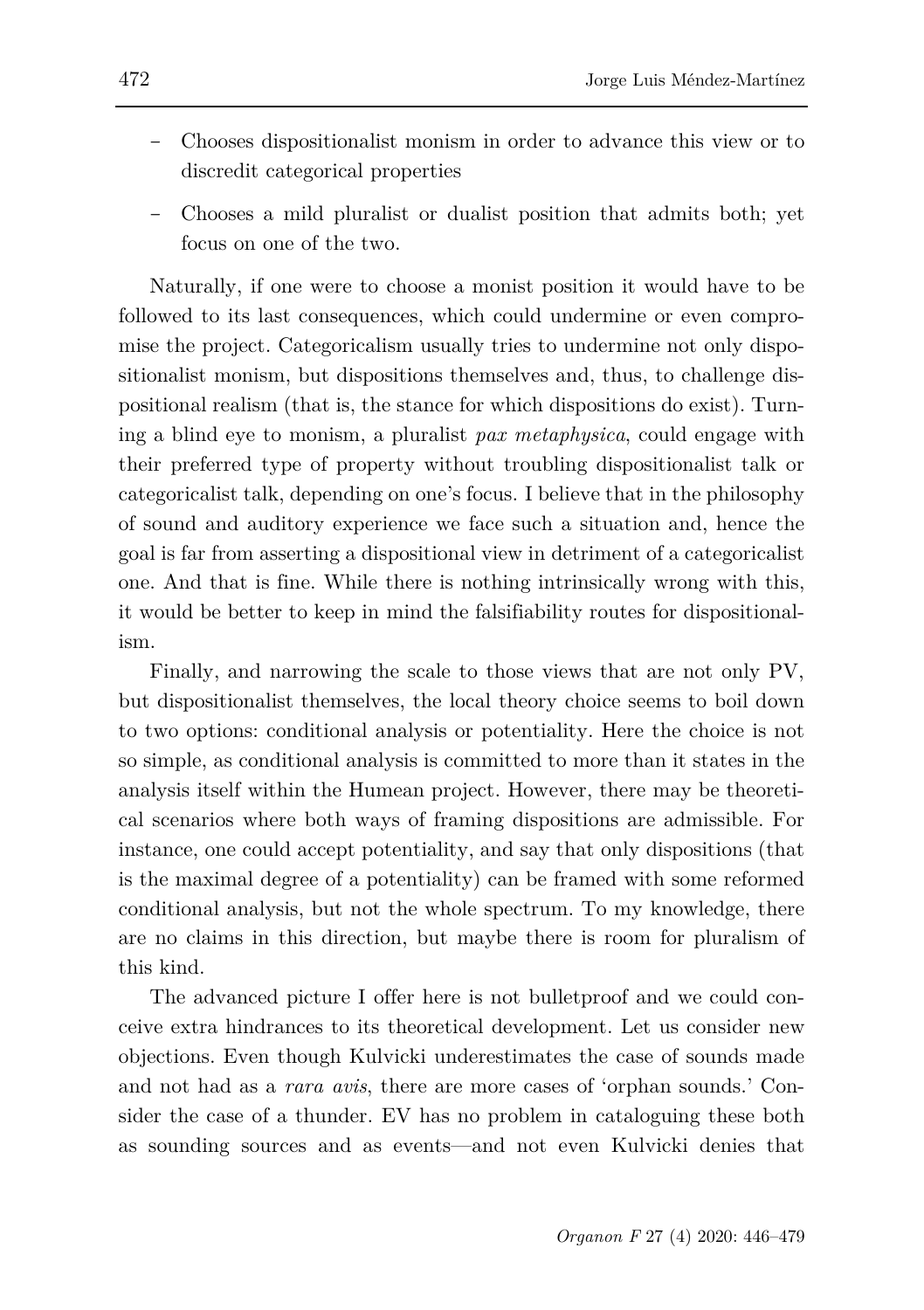- Chooses dispositionalist monism in order to advance this view or to discredit categorical properties
- Chooses a mild pluralist or dualist position that admits both; yet focus on one of the two.

Naturally, if one were to choose a monist position it would have to be followed to its last consequences, which could undermine or even compromise the project. Categoricalism usually tries to undermine not only dispositionalist monism, but dispositions themselves and, thus, to challenge dispositional realism (that is, the stance for which dispositions do exist). Turning a blind eye to monism, a pluralist *pax metaphysica*, could engage with their preferred type of property without troubling dispositionalist talk or categoricalist talk, depending on one's focus. I believe that in the philosophy of sound and auditory experience we face such a situation and, hence the goal is far from asserting a dispositional view in detriment of a categoricalist one. And that is fine. While there is nothing intrinsically wrong with this, it would be better to keep in mind the falsifiability routes for dispositionalism.

Finally, and narrowing the scale to those views that are not only PV, but dispositionalist themselves, the local theory choice seems to boil down to two options: conditional analysis or potentiality. Here the choice is not so simple, as conditional analysis is committed to more than it states in the analysis itself within the Humean project. However, there may be theoretical scenarios where both ways of framing dispositions are admissible. For instance, one could accept potentiality, and say that only dispositions (that is the maximal degree of a potentiality) can be framed with some reformed conditional analysis, but not the whole spectrum. To my knowledge, there are no claims in this direction, but maybe there is room for pluralism of this kind.

The advanced picture I offer here is not bulletproof and we could conceive extra hindrances to its theoretical development. Let us consider new objections. Even though Kulvicki underestimates the case of sounds made and not had as a *rara avis*, there are more cases of 'orphan sounds.' Consider the case of a thunder. EV has no problem in cataloguing these both as sounding sources and as events—and not even Kulvicki denies that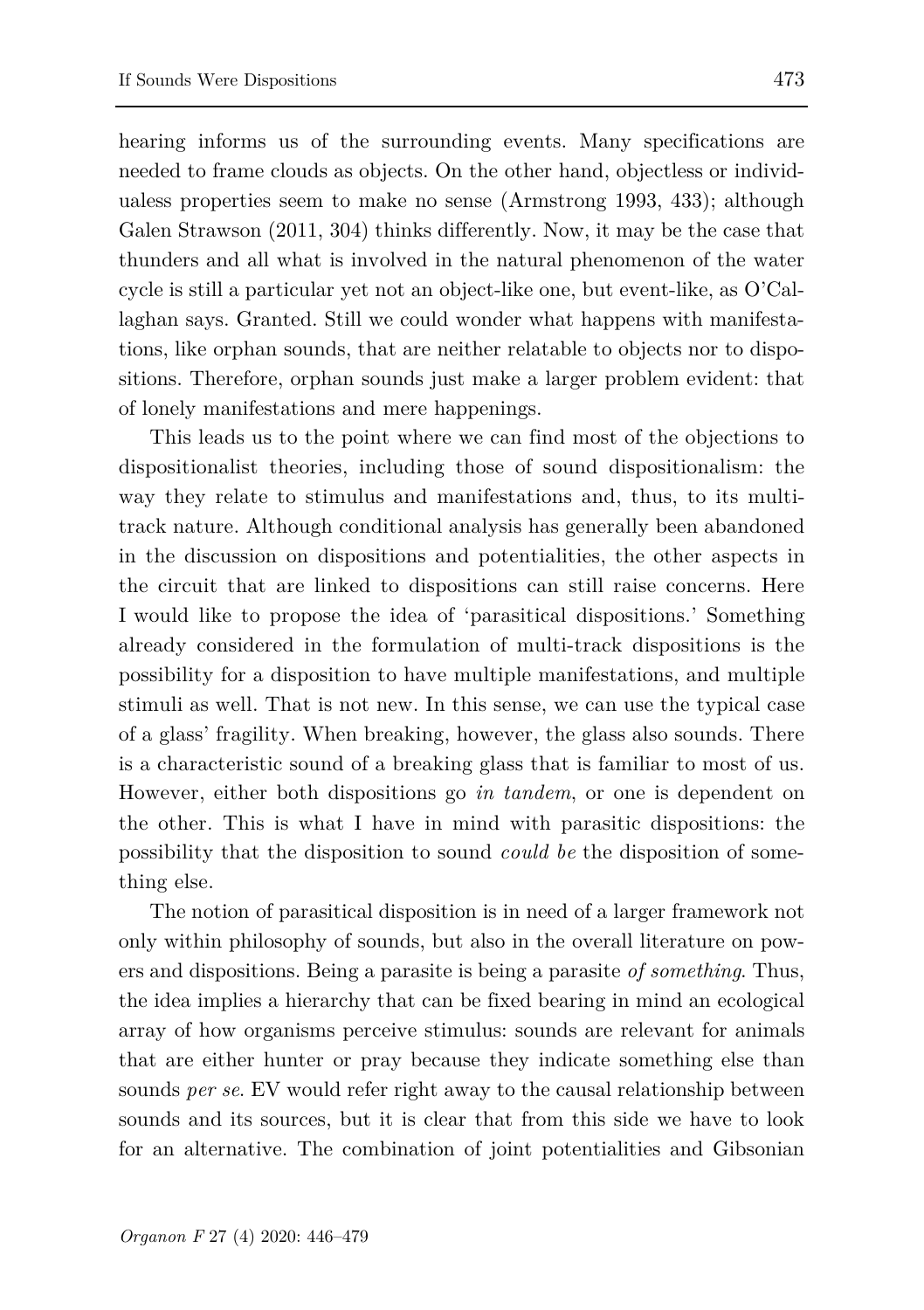hearing informs us of the surrounding events. Many specifications are needed to frame clouds as objects. On the other hand, objectless or individualess properties seem to make no sense (Armstrong 1993, 433); although Galen Strawson (2011, 304) thinks differently. Now, it may be the case that thunders and all what is involved in the natural phenomenon of the water cycle is still a particular yet not an object-like one, but event-like, as O'Callaghan says. Granted. Still we could wonder what happens with manifestations, like orphan sounds, that are neither relatable to objects nor to dispositions. Therefore, orphan sounds just make a larger problem evident: that of lonely manifestations and mere happenings.

This leads us to the point where we can find most of the objections to dispositionalist theories, including those of sound dispositionalism: the way they relate to stimulus and manifestations and, thus, to its multi-track nature. Although conditional analysis has generally been abandoned in the discussion on dispositions and potentialities, the other aspects in the circuit that are linked to dispositions can still raise concerns. Here I would like to propose the idea of 'parasitical dispositions.' Something already considered in the formulation of multi-track dispositions is the possibility for a disposition to have multiple manifestations, and multiple stimuli as well. That is not new. In this sense, we can use the typical case of a glass' fragility. When breaking, however, the glass also sounds. There is a characteristic sound of a breaking glass that is familiar to most of us. However, either both dispositions go *in tandem*, or one is dependent on the other. This is what I have in mind with parasitic dispositions: the possibility that the disposition to sound *could be* the disposition of something else.

The notion of parasitical disposition is in need of a larger framework not only within philosophy of sounds, but also in the overall literature on powers and dispositions. Being a parasite is being a parasite *of something*. Thus, the idea implies a hierarchy that can be fixed bearing in mind an ecological array of how organisms perceive stimulus: sounds are relevant for animals that are either hunter or pray because they indicate something else than sounds *per se*. EV would refer right away to the causal relationship between sounds and its sources, but it is clear that from this side we have to look for an alternative. The combination of joint potentialities and Gibsonian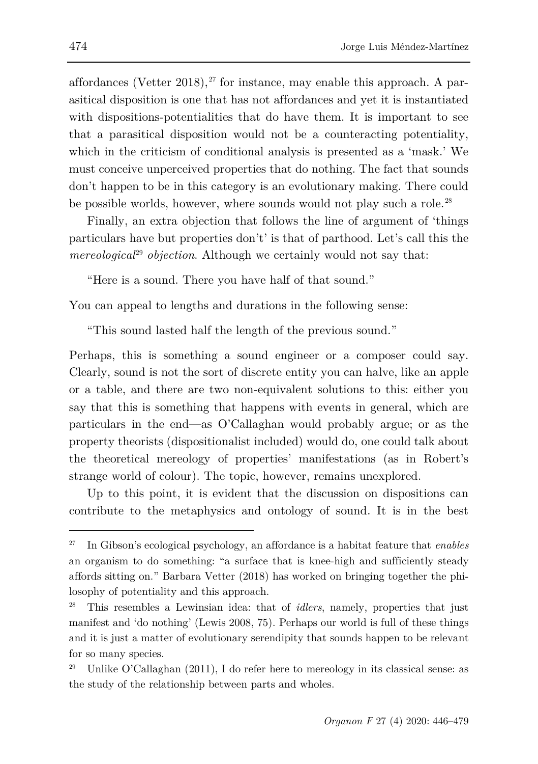affordances (Vetter 2018),[27] for instance, may enable this approach. A parasitical disposition is one that has not affordances and yet it is instantiated with dispositions-potentialities that do have them. It is important to see that a parasitical disposition would not be a counteracting potentiality, which in the criticism of conditional analysis is presented as a 'mask.' We must conceive unperceived properties that do nothing. The fact that sounds don't happen to be in this category is an evolutionary making. There could be possible worlds, however, where sounds would not play such a role.[28]

Finally, an extra objection that follows the line of argument of 'things particulars have but properties don't' is that of parthood. Let's call this the *mereological*[29] *objection*. Although we certainly would not say that:

"Here is a sound. There you have half of that sound."

You can appeal to lengths and durations in the following sense:

"This sound lasted half the length of the previous sound."

Perhaps, this is something a sound engineer or a composer could say. Clearly, sound is not the sort of discrete entity you can halve, like an apple or a table, and there are two non-equivalent solutions to this: either you say that this is something that happens with events in general, which are particulars in the end—as O'Callaghan would probably argue; or as the property theorists (dispositionalist included) would do, one could talk about the theoretical mereology of properties' manifestations (as in Robert's strange world of colour). The topic, however, remains unexplored.

Up to this point, it is evident that the discussion on dispositions can contribute to the metaphysics and ontology of sound. It is in the best

---

[27] In Gibson's ecological psychology, an affordance is a habitat feature that *enables* an organism to do something: "a surface that is knee-high and sufficiently steady affords sitting on." Barbara Vetter (2018) has worked on bringing together the philosophy of potentiality and this approach.

[28] This resembles a Lewinsian idea: that of *idlers*, namely, properties that just manifest and 'do nothing' (Lewis 2008, 75). Perhaps our world is full of these things and it is just a matter of evolutionary serendipity that sounds happen to be relevant for so many species.

[29] Unlike O'Callaghan (2011), I do refer here to mereology in its classical sense: as the study of the relationship between parts and wholes.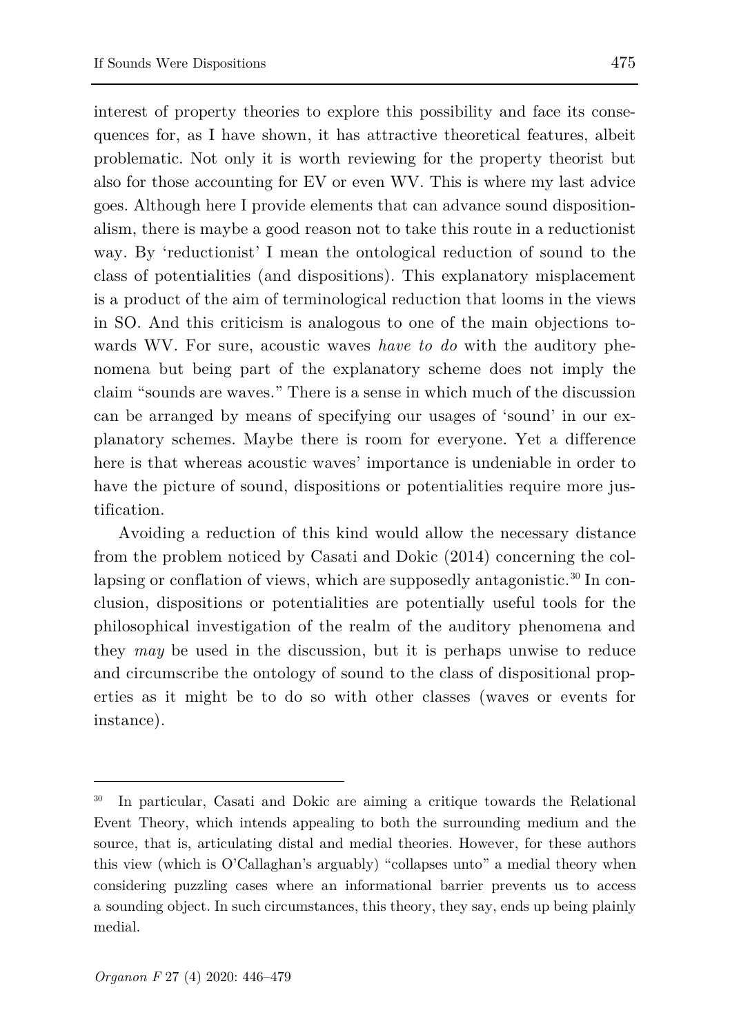interest of property theories to explore this possibility and face its consequences for, as I have shown, it has attractive theoretical features, albeit problematic. Not only it is worth reviewing for the property theorist but also for those accounting for EV or even WV. This is where my last advice goes. Although here I provide elements that can advance sound dispositionalism, there is maybe a good reason not to take this route in a reductionist way. By 'reductionist' I mean the ontological reduction of sound to the class of potentialities (and dispositions). This explanatory misplacement is a product of the aim of terminological reduction that looms in the views in SO. And this criticism is analogous to one of the main objections towards WV. For sure, acoustic waves *have to do* with the auditory phenomena but being part of the explanatory scheme does not imply the claim "sounds are waves." There is a sense in which much of the discussion can be arranged by means of specifying our usages of 'sound' in our explanatory schemes. Maybe there is room for everyone. Yet a difference here is that whereas acoustic waves' importance is undeniable in order to have the picture of sound, dispositions or potentialities require more justification.

Avoiding a reduction of this kind would allow the necessary distance from the problem noticed by Casati and Dokic (2014) concerning the collapsing or conflation of views, which are supposedly antagonistic.[30] In conclusion, dispositions or potentialities are potentially useful tools for the philosophical investigation of the realm of the auditory phenomena and they *may* be used in the discussion, but it is perhaps unwise to reduce and circumscribe the ontology of sound to the class of dispositional properties as it might be to do so with other classes (waves or events for instance).

---

[30] In particular, Casati and Dokic are aiming a critique towards the Relational Event Theory, which intends appealing to both the surrounding medium and the source, that is, articulating distal and medial theories. However, for these authors this view (which is O'Callaghan's arguably) "collapses unto" a medial theory when considering puzzling cases where an informational barrier prevents us to access a sounding object. In such circumstances, this theory, they say, ends up being plainly medial.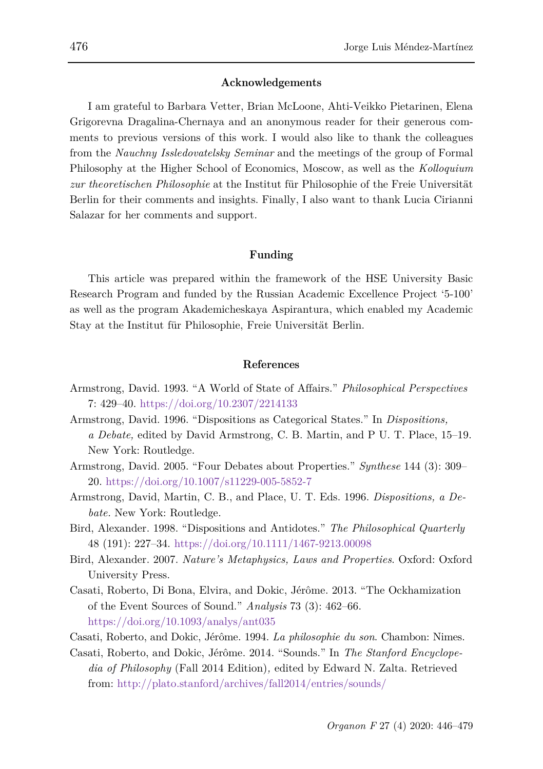## Acknowledgements

I am grateful to Barbara Vetter, Brian McLoone, Ahti-Veikko Pietarinen, Elena Grigorevna Dragalina-Chernaya and an anonymous reader for their generous comments to previous versions of this work. I would also like to thank the colleagues from the *Nauchny Issledovatelsky Seminar* and the meetings of the group of Formal Philosophy at the Higher School of Economics, Moscow, as well as the *Kolloquium zur theoretischen Philosophie* at the Institut für Philosophie of the Freie Universität Berlin for their comments and insights. Finally, I also want to thank Lucia Cirianni Salazar for her comments and support.

## Funding

This article was prepared within the framework of the HSE University Basic Research Program and funded by the Russian Academic Excellence Project '5-100' as well as the program Akademicheskaya Aspirantura, which enabled my Academic Stay at the Institut für Philosophie, Freie Universität Berlin.

## References

Armstrong, David. 1993. "A World of State of Affairs." *Philosophical Perspectives* 7: 429–40. https://doi.org/10.2307/2214133

Armstrong, David. 1996. "Dispositions as Categorical States." In *Dispositions, a Debate,* edited by David Armstrong, C. B. Martin, and P U. T. Place, 15–19. New York: Routledge.

Armstrong, David. 2005. "Four Debates about Properties." *Synthese* 144 (3): 309–20. https://doi.org/10.1007/s11229-005-5852-7

Armstrong, David, Martin, C. B., and Place, U. T. Eds. 1996. *Dispositions, a Debate.* New York: Routledge.

Bird, Alexander. 1998. "Dispositions and Antidotes." *The Philosophical Quarterly* 48 (191): 227–34. https://doi.org/10.1111/1467-9213.00098

Bird, Alexander. 2007. *Nature's Metaphysics, Laws and Properties*. Oxford: Oxford University Press.

Casati, Roberto, Di Bona, Elvira, and Dokic, Jérôme. 2013. "The Ockhamization of the Event Sources of Sound." *Analysis* 73 (3): 462–66. https://doi.org/10.1093/analys/ant035

Casati, Roberto, and Dokic, Jérôme. 1994. *La philosophie du son*. Chambon: Nimes.

Casati, Roberto, and Dokic, Jérôme. 2014. "Sounds." In *The Stanford Encyclopedia of Philosophy* (Fall 2014 Edition), edited by Edward N. Zalta. Retrieved from: http://plato.stanford/archives/fall2014/entries/sounds/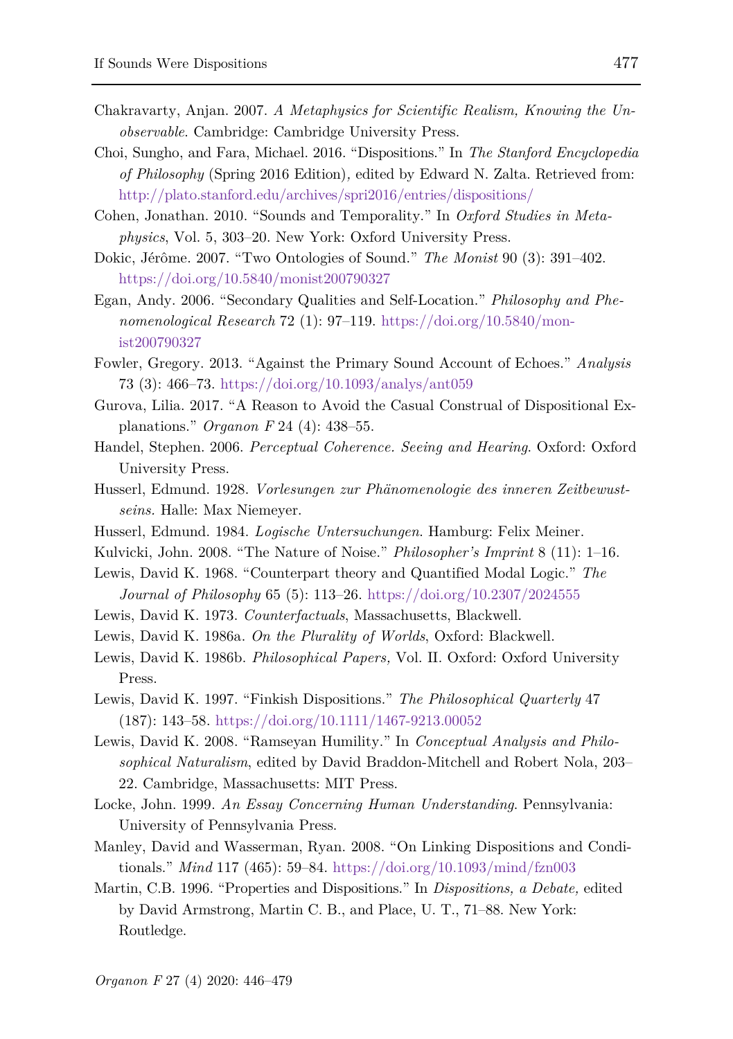Chakravarty, Anjan. 2007. *A Metaphysics for Scientific Realism, Knowing the Unobservable*. Cambridge: Cambridge University Press.

Choi, Sungho, and Fara, Michael. 2016. "Dispositions." In *The Stanford Encyclopedia of Philosophy* (Spring 2016 Edition), edited by Edward N. Zalta. Retrieved from: http://plato.stanford.edu/archives/spri2016/entries/dispositions/

Cohen, Jonathan. 2010. "Sounds and Temporality." In *Oxford Studies in Metaphysics*, Vol. 5, 303–20. New York: Oxford University Press.

Dokic, Jérôme. 2007. "Two Ontologies of Sound." *The Monist* 90 (3): 391–402. https://doi.org/10.5840/monist200790327

Egan, Andy. 2006. "Secondary Qualities and Self-Location." *Philosophy and Phenomenological Research* 72 (1): 97–119. https://doi.org/10.5840/monist200790327

Fowler, Gregory. 2013. "Against the Primary Sound Account of Echoes." *Analysis* 73 (3): 466–73. https://doi.org/10.1093/analys/ant059

Gurova, Lilia. 2017. "A Reason to Avoid the Casual Construal of Dispositional Explanations." *Organon F* 24 (4): 438–55.

Handel, Stephen. 2006. *Perceptual Coherence. Seeing and Hearing*. Oxford: Oxford University Press.

Husserl, Edmund. 1928. *Vorlesungen zur Phänomenologie des inneren Zeitbewustseins.* Halle: Max Niemeyer.

Husserl, Edmund. 1984. *Logische Untersuchungen*. Hamburg: Felix Meiner.

Kulvicki, John. 2008. "The Nature of Noise." *Philosopher's Imprint* 8 (11): 1–16.

Lewis, David K. 1968. "Counterpart theory and Quantified Modal Logic." *The Journal of Philosophy* 65 (5): 113–26. https://doi.org/10.2307/2024555

Lewis, David K. 1973. *Counterfactuals*, Massachusetts, Blackwell.

Lewis, David K. 1986a. *On the Plurality of Worlds*, Oxford: Blackwell.

Lewis, David K. 1986b. *Philosophical Papers,* Vol. II. Oxford: Oxford University Press.

Lewis, David K. 1997. "Finkish Dispositions." *The Philosophical Quarterly* 47 (187): 143–58. https://doi.org/10.1111/1467-9213.00052

Lewis, David K. 2008. "Ramseyan Humility." In *Conceptual Analysis and Philosophical Naturalism*, edited by David Braddon-Mitchell and Robert Nola, 203–22. Cambridge, Massachusetts: MIT Press.

Locke, John. 1999. *An Essay Concerning Human Understanding*. Pennsylvania: University of Pennsylvania Press.

Manley, David and Wasserman, Ryan. 2008. "On Linking Dispositions and Conditionals." *Mind* 117 (465): 59–84. https://doi.org/10.1093/mind/fzn003

Martin, C.B. 1996. "Properties and Dispositions." In *Dispositions, a Debate,* edited by David Armstrong, Martin C. B., and Place, U. T., 71–88. New York: Routledge.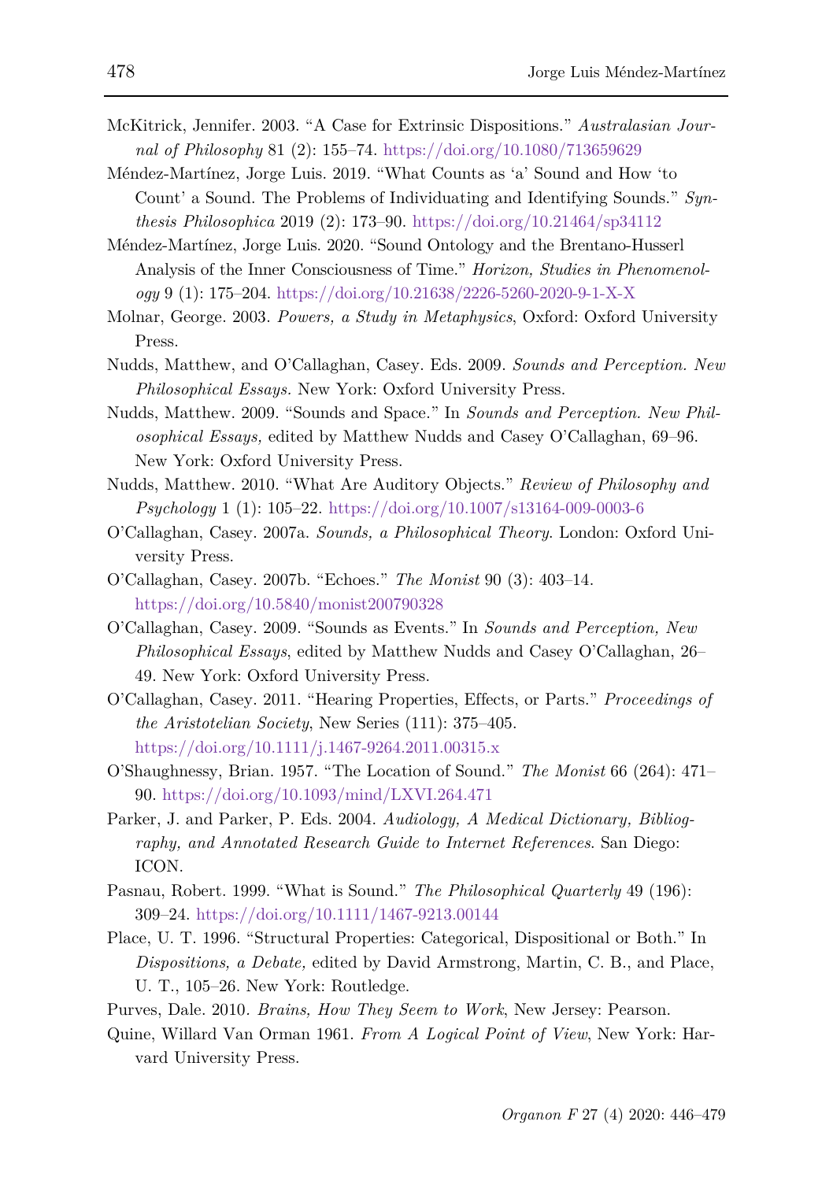McKitrick, Jennifer. 2003. "A Case for Extrinsic Dispositions." *Australasian Journal of Philosophy* 81 (2): 155–74. https://doi.org/10.1080/713659629

Méndez-Martínez, Jorge Luis. 2019. "What Counts as 'a' Sound and How 'to Count' a Sound. The Problems of Individuating and Identifying Sounds." *Synthesis Philosophica* 2019 (2): 173–90. https://doi.org/10.21464/sp34112

Méndez-Martínez, Jorge Luis. 2020. "Sound Ontology and the Brentano-Husserl Analysis of the Inner Consciousness of Time." *Horizon, Studies in Phenomenology* 9 (1): 175–204. https://doi.org/10.21638/2226-5260-2020-9-1-X-X

Molnar, George. 2003. *Powers, a Study in Metaphysics*, Oxford: Oxford University Press.

Nudds, Matthew, and O'Callaghan, Casey. Eds. 2009. *Sounds and Perception. New Philosophical Essays.* New York: Oxford University Press.

Nudds, Matthew. 2009. "Sounds and Space." In *Sounds and Perception. New Philosophical Essays,* edited by Matthew Nudds and Casey O'Callaghan, 69–96. New York: Oxford University Press.

Nudds, Matthew. 2010. "What Are Auditory Objects." *Review of Philosophy and Psychology* 1 (1): 105–22. https://doi.org/10.1007/s13164-009-0003-6

O'Callaghan, Casey. 2007a. *Sounds, a Philosophical Theory*. London: Oxford University Press.

O'Callaghan, Casey. 2007b. "Echoes." *The Monist* 90 (3): 403–14. https://doi.org/10.5840/monist200790328

O'Callaghan, Casey. 2009. "Sounds as Events." In *Sounds and Perception, New Philosophical Essays*, edited by Matthew Nudds and Casey O'Callaghan, 26–49. New York: Oxford University Press.

O'Callaghan, Casey. 2011. "Hearing Properties, Effects, or Parts." *Proceedings of the Aristotelian Society*, New Series (111): 375–405. https://doi.org/10.1111/j.1467-9264.2011.00315.x

O'Shaughnessy, Brian. 1957. "The Location of Sound." *The Monist* 66 (264): 471–90. https://doi.org/10.1093/mind/LXVI.264.471

Parker, J. and Parker, P. Eds. 2004. *Audiology, A Medical Dictionary, Bibliography, and Annotated Research Guide to Internet References*. San Diego: ICON.

Pasnau, Robert. 1999. "What is Sound." *The Philosophical Quarterly* 49 (196): 309–24. https://doi.org/10.1111/1467-9213.00144

Place, U. T. 1996. "Structural Properties: Categorical, Dispositional or Both." In *Dispositions, a Debate,* edited by David Armstrong, Martin, C. B., and Place, U. T., 105–26. New York: Routledge.

Purves, Dale. 2010. *Brains, How They Seem to Work*, New Jersey: Pearson.

Quine, Willard Van Orman 1961. *From A Logical Point of View*, New York: Harvard University Press.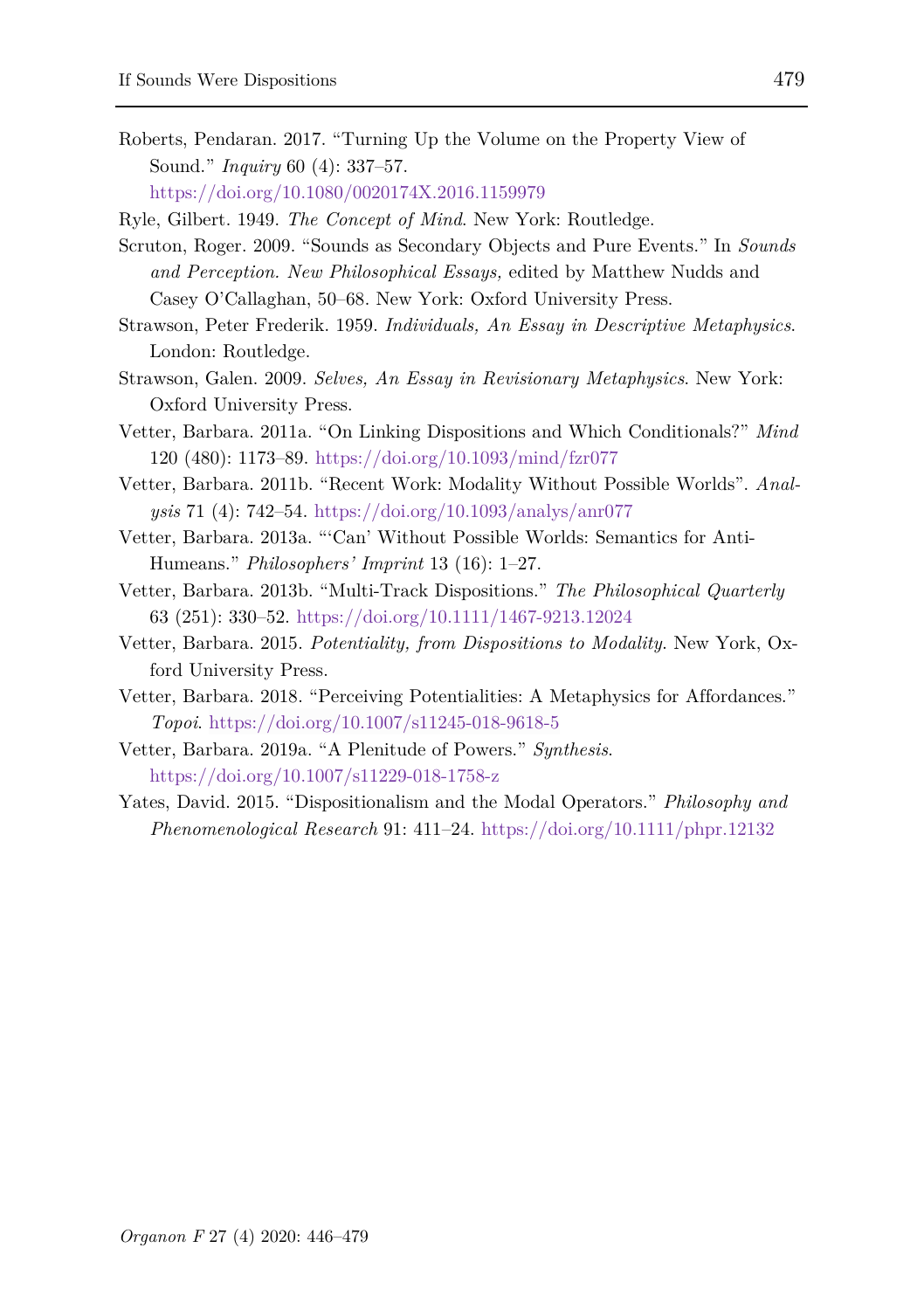Roberts, Pendaran. 2017. "Turning Up the Volume on the Property View of Sound." *Inquiry* 60 (4): 337–57. https://doi.org/10.1080/0020174X.2016.1159979

Ryle, Gilbert. 1949. *The Concept of Mind*. New York: Routledge.

Scruton, Roger. 2009. "Sounds as Secondary Objects and Pure Events." In *Sounds and Perception. New Philosophical Essays,* edited by Matthew Nudds and Casey O'Callaghan, 50–68. New York: Oxford University Press.

Strawson, Peter Frederik. 1959. *Individuals, An Essay in Descriptive Metaphysics*. London: Routledge.

Strawson, Galen. 2009. *Selves, An Essay in Revisionary Metaphysics*. New York: Oxford University Press.

Vetter, Barbara. 2011a. "On Linking Dispositions and Which Conditionals?" *Mind* 120 (480): 1173–89. https://doi.org/10.1093/mind/fzr077

Vetter, Barbara. 2011b. "Recent Work: Modality Without Possible Worlds". *Analysis* 71 (4): 742–54. https://doi.org/10.1093/analys/anr077

Vetter, Barbara. 2013a. "'Can' Without Possible Worlds: Semantics for Anti-Humeans." *Philosophers' Imprint* 13 (16): 1–27.

Vetter, Barbara. 2013b. "Multi-Track Dispositions." *The Philosophical Quarterly* 63 (251): 330–52. https://doi.org/10.1111/1467-9213.12024

Vetter, Barbara. 2015. *Potentiality, from Dispositions to Modality*. New York, Oxford University Press.

Vetter, Barbara. 2018. "Perceiving Potentialities: A Metaphysics for Affordances." *Topoi*. https://doi.org/10.1007/s11245-018-9618-5

Vetter, Barbara. 2019a. "A Plenitude of Powers." *Synthesis*. https://doi.org/10.1007/s11229-018-1758-z

Yates, David. 2015. "Dispositionalism and the Modal Operators." *Philosophy and Phenomenological Research* 91: 411–24. https://doi.org/10.1111/phpr.12132